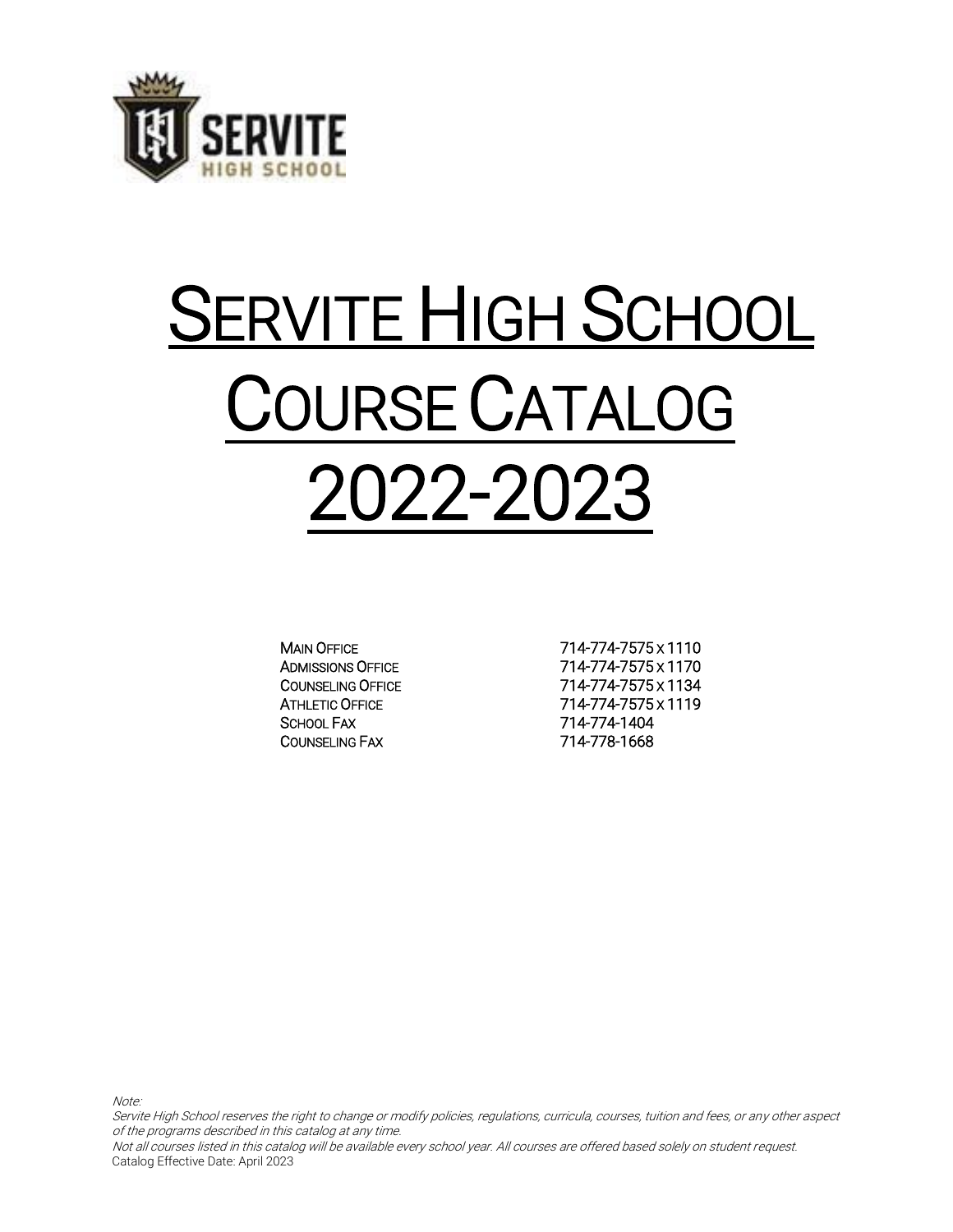# Servite High School Course Catalog 2022-2023

| | |
|---|---|
| Main Office | 714-774-7575 x 1110 |
| Admissions Office | 714-774-7575 x 1170 |
| Counseling Office | 714-774-7575 x 1134 |
| Athletic Office | 714-774-7575 x 1119 |
| School Fax | 714-774-1404 |
| Counseling Fax | 714-778-1668 |

*Note:*
*Servite High School reserves the right to change or modify policies, regulations, curricula, courses, tuition and fees, or any other aspect of the programs described in this catalog at any time.*
*Not all courses listed in this catalog will be available every school year. All courses are offered based solely on student request.*
Catalog Effective Date: April 2023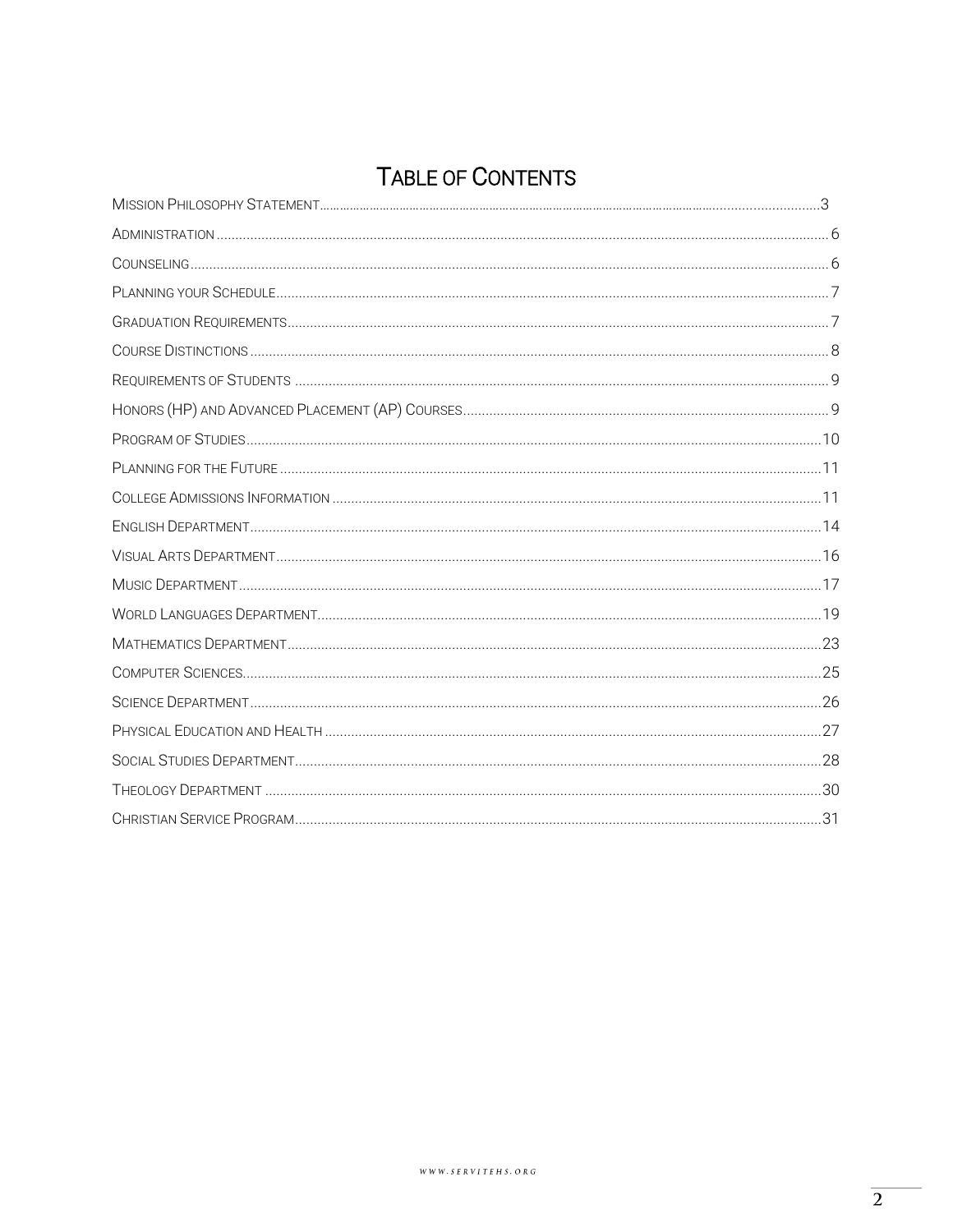# Table of Contents

| Section | Page |
| --- | --- |
| Mission Philosophy Statement | 3 |
| Administration | 6 |
| Counseling | 6 |
| Planning your Schedule | 7 |
| Graduation Requirements | 7 |
| Course Distinctions | 8 |
| Requirements of Students | 9 |
| Honors (HP) and Advanced Placement (AP) Courses | 9 |
| Program of Studies | 10 |
| Planning for the Future | 11 |
| College Admissions Information | 11 |
| English Department | 14 |
| Visual Arts Department | 16 |
| Music Department | 17 |
| World Languages Department | 19 |
| Mathematics Department | 23 |
| Computer Sciences | 25 |
| Science Department | 26 |
| Physical Education and Health | 27 |
| Social Studies Department | 28 |
| Theology Department | 30 |
| Christian Service Program | 31 |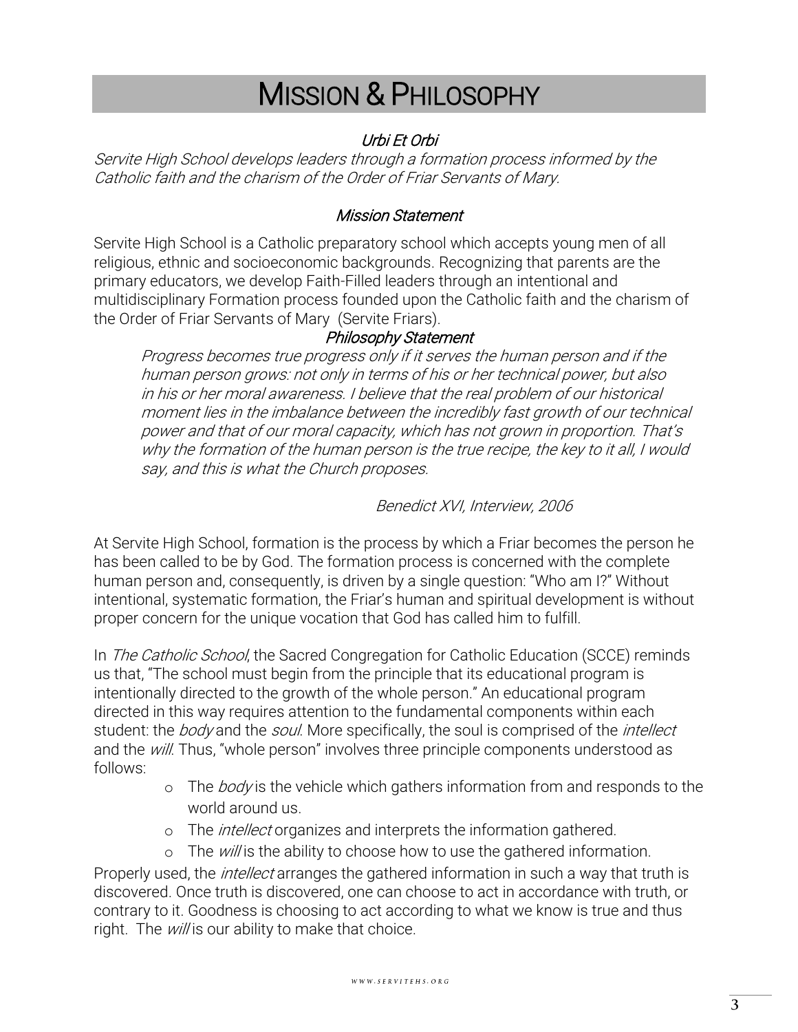# MISSION & PHILOSOPHY

### *Urbi Et Orbi*

*Servite High School develops leaders through a formation process informed by the Catholic faith and the charism of the Order of Friar Servants of Mary.*

### *Mission Statement*

Servite High School is a Catholic preparatory school which accepts young men of all religious, ethnic and socioeconomic backgrounds. Recognizing that parents are the primary educators, we develop Faith-Filled leaders through an intentional and multidisciplinary Formation process founded upon the Catholic faith and the charism of the Order of Friar Servants of Mary (Servite Friars).

### *Philosophy Statement*

> *Progress becomes true progress only if it serves the human person and if the human person grows: not only in terms of his or her technical power, but also in his or her moral awareness. I believe that the real problem of our historical moment lies in the imbalance between the incredibly fast growth of our technical power and that of our moral capacity, which has not grown in proportion. That's why the formation of the human person is the true recipe, the key to it all, I would say, and this is what the Church proposes.*
>
> *Benedict XVI, Interview, 2006*

At Servite High School, formation is the process by which a Friar becomes the person he has been called to be by God. The formation process is concerned with the complete human person and, consequently, is driven by a single question: "Who am I?" Without intentional, systematic formation, the Friar's human and spiritual development is without proper concern for the unique vocation that God has called him to fulfill.

In *The Catholic School*, the Sacred Congregation for Catholic Education (SCCE) reminds us that, "The school must begin from the principle that its educational program is intentionally directed to the growth of the whole person." An educational program directed in this way requires attention to the fundamental components within each student: the *body* and the *soul*. More specifically, the soul is comprised of the *intellect* and the *will*. Thus, "whole person" involves three principle components understood as follows:

- The *body* is the vehicle which gathers information from and responds to the world around us.
- The *intellect* organizes and interprets the information gathered.
- The *will* is the ability to choose how to use the gathered information.

Properly used, the *intellect* arranges the gathered information in such a way that truth is discovered. Once truth is discovered, one can choose to act in accordance with truth, or contrary to it. Goodness is choosing to act according to what we know is true and thus right. The *will* is our ability to make that choice.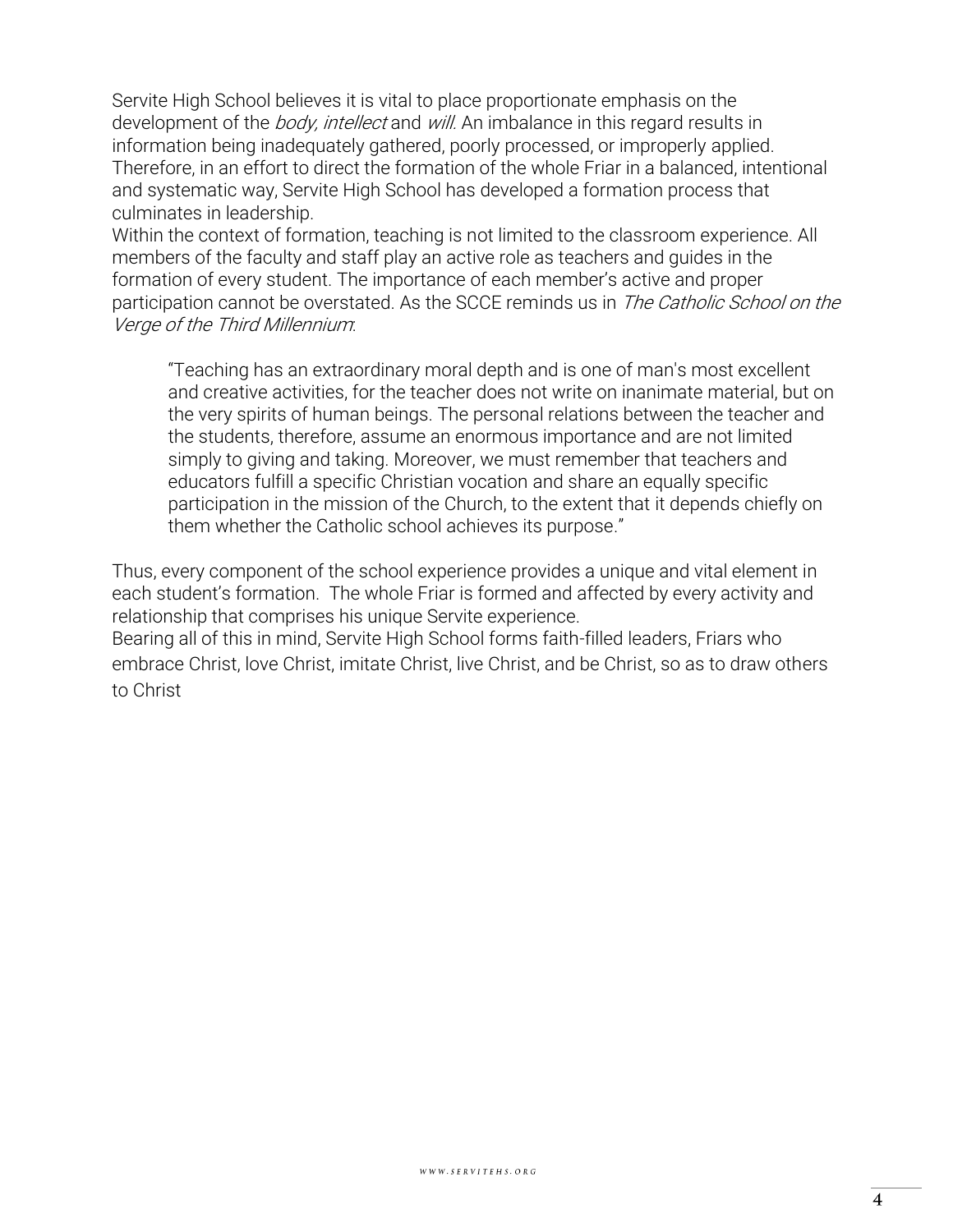Servite High School believes it is vital to place proportionate emphasis on the development of the *body, intellect* and *will*. An imbalance in this regard results in information being inadequately gathered, poorly processed, or improperly applied. Therefore, in an effort to direct the formation of the whole Friar in a balanced, intentional and systematic way, Servite High School has developed a formation process that culminates in leadership.

Within the context of formation, teaching is not limited to the classroom experience. All members of the faculty and staff play an active role as teachers and guides in the formation of every student. The importance of each member's active and proper participation cannot be overstated. As the SCCE reminds us in *The Catholic School on the Verge of the Third Millennium*:

> "Teaching has an extraordinary moral depth and is one of man's most excellent and creative activities, for the teacher does not write on inanimate material, but on the very spirits of human beings. The personal relations between the teacher and the students, therefore, assume an enormous importance and are not limited simply to giving and taking. Moreover, we must remember that teachers and educators fulfill a specific Christian vocation and share an equally specific participation in the mission of the Church, to the extent that it depends chiefly on them whether the Catholic school achieves its purpose."

Thus, every component of the school experience provides a unique and vital element in each student's formation. The whole Friar is formed and affected by every activity and relationship that comprises his unique Servite experience.

Bearing all of this in mind, Servite High School forms faith-filled leaders, Friars who embrace Christ, love Christ, imitate Christ, live Christ, and be Christ, so as to draw others to Christ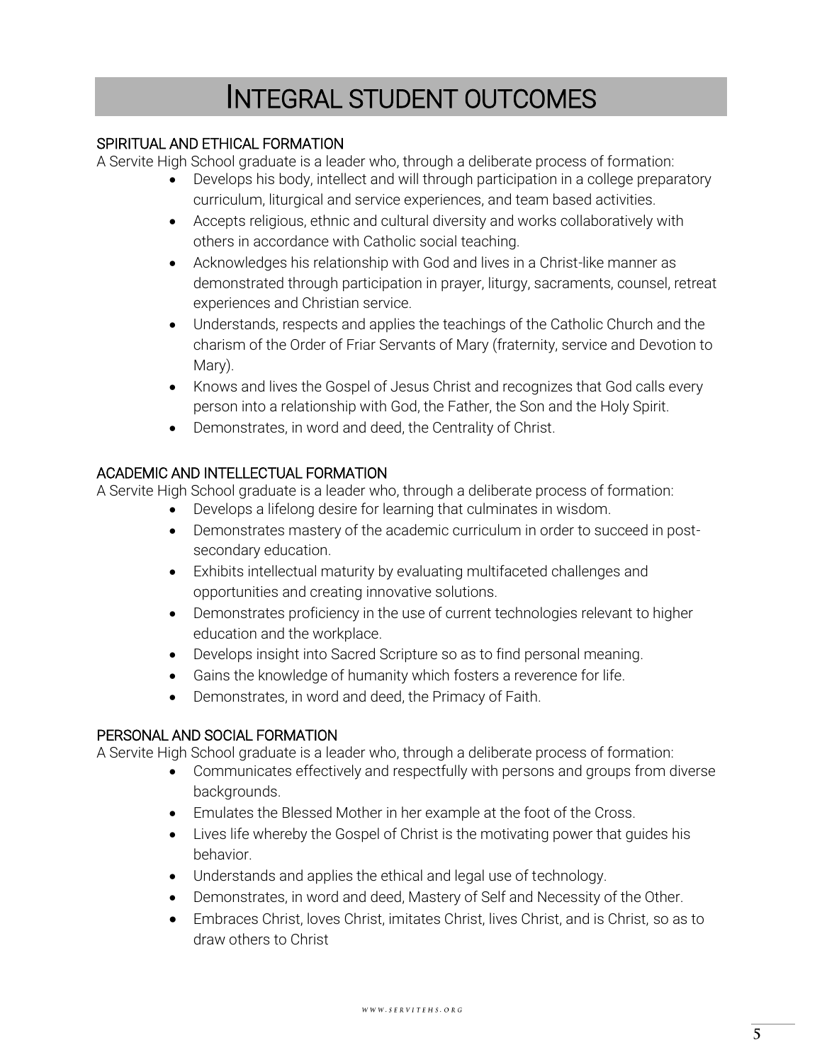# INTEGRAL STUDENT OUTCOMES

## SPIRITUAL AND ETHICAL FORMATION

A Servite High School graduate is a leader who, through a deliberate process of formation:

- Develops his body, intellect and will through participation in a college preparatory curriculum, liturgical and service experiences, and team based activities.
- Accepts religious, ethnic and cultural diversity and works collaboratively with others in accordance with Catholic social teaching.
- Acknowledges his relationship with God and lives in a Christ-like manner as demonstrated through participation in prayer, liturgy, sacraments, counsel, retreat experiences and Christian service.
- Understands, respects and applies the teachings of the Catholic Church and the charism of the Order of Friar Servants of Mary (fraternity, service and Devotion to Mary).
- Knows and lives the Gospel of Jesus Christ and recognizes that God calls every person into a relationship with God, the Father, the Son and the Holy Spirit.
- Demonstrates, in word and deed, the Centrality of Christ.

## ACADEMIC AND INTELLECTUAL FORMATION

A Servite High School graduate is a leader who, through a deliberate process of formation:

- Develops a lifelong desire for learning that culminates in wisdom.
- Demonstrates mastery of the academic curriculum in order to succeed in post-secondary education.
- Exhibits intellectual maturity by evaluating multifaceted challenges and opportunities and creating innovative solutions.
- Demonstrates proficiency in the use of current technologies relevant to higher education and the workplace.
- Develops insight into Sacred Scripture so as to find personal meaning.
- Gains the knowledge of humanity which fosters a reverence for life.
- Demonstrates, in word and deed, the Primacy of Faith.

## PERSONAL AND SOCIAL FORMATION

A Servite High School graduate is a leader who, through a deliberate process of formation:

- Communicates effectively and respectfully with persons and groups from diverse backgrounds.
- Emulates the Blessed Mother in her example at the foot of the Cross.
- Lives life whereby the Gospel of Christ is the motivating power that guides his behavior.
- Understands and applies the ethical and legal use of technology.
- Demonstrates, in word and deed, Mastery of Self and Necessity of the Other.
- Embraces Christ, loves Christ, imitates Christ, lives Christ, and is Christ, so as to draw others to Christ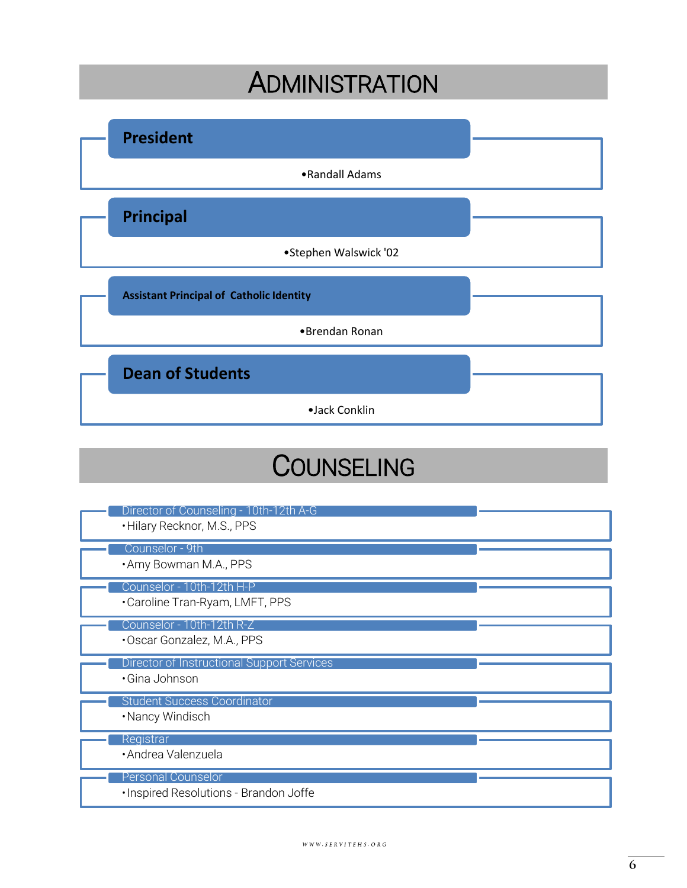# ADMINISTRATION

**President**

- Randall Adams

**Principal**

- Stephen Walswick '02

**Assistant Principal of Catholic Identity**

- Brendan Ronan

**Dean of Students**

- Jack Conklin

# COUNSELING

Director of Counseling - 10th-12th A-G

- Hilary Recknor, M.S., PPS

Counselor - 9th

- Amy Bowman M.A., PPS

Counselor - 10th-12th H-P

- Caroline Tran-Ryam, LMFT, PPS

Counselor - 10th-12th R-Z

- Oscar Gonzalez, M.A., PPS

Director of Instructional Support Services

- Gina Johnson

Student Success Coordinator

- Nancy Windisch

Registrar

- Andrea Valenzuela

Personal Counselor

- Inspired Resolutions - Brandon Joffe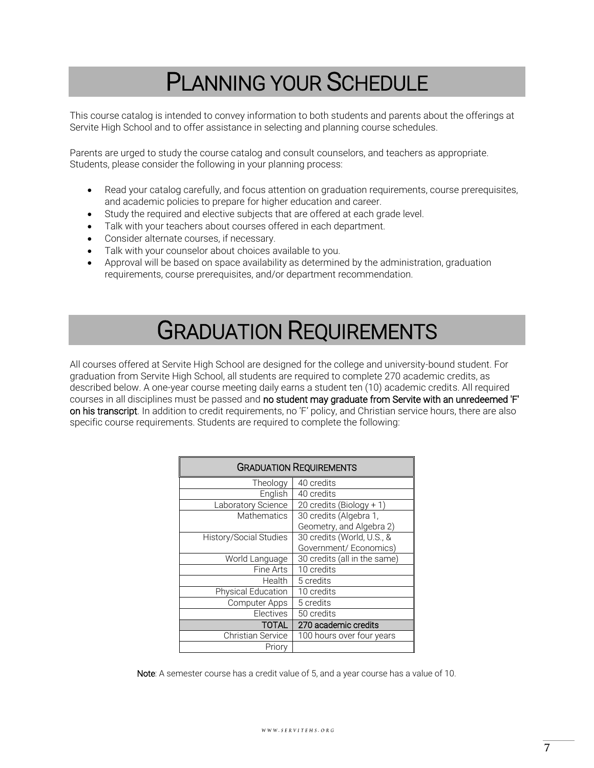# Planning your Schedule

This course catalog is intended to convey information to both students and parents about the offerings at Servite High School and to offer assistance in selecting and planning course schedules.

Parents are urged to study the course catalog and consult counselors, and teachers as appropriate. Students, please consider the following in your planning process:

- Read your catalog carefully, and focus attention on graduation requirements, course prerequisites, and academic policies to prepare for higher education and career.
- Study the required and elective subjects that are offered at each grade level.
- Talk with your teachers about courses offered in each department.
- Consider alternate courses, if necessary.
- Talk with your counselor about choices available to you.
- Approval will be based on space availability as determined by the administration, graduation requirements, course prerequisites, and/or department recommendation.

# Graduation Requirements

All courses offered at Servite High School are designed for the college and university-bound student. For graduation from Servite High School, all students are required to complete 270 academic credits, as described below. A one-year course meeting daily earns a student ten (10) academic credits. All required courses in all disciplines must be passed and **no student may graduate from Servite with an unredeemed 'F' on his transcript**. In addition to credit requirements, no 'F' policy, and Christian service hours, there are also specific course requirements. Students are required to complete the following:

| Graduation Requirements | |
|---|---|
| Theology | 40 credits |
| English | 40 credits |
| Laboratory Science | 20 credits (Biology + 1) |
| Mathematics | 30 credits (Algebra 1, Geometry, and Algebra 2) |
| History/Social Studies | 30 credits (World, U.S., & Government/ Economics) |
| World Language | 30 credits (all in the same) |
| Fine Arts | 10 credits |
| Health | 5 credits |
| Physical Education | 10 credits |
| Computer Apps | 5 credits |
| Electives | 50 credits |
| **TOTAL** | **270 academic credits** |
| Christian Service | 100 hours over four years |
| Priory | |

**Note**: A semester course has a credit value of 5, and a year course has a value of 10.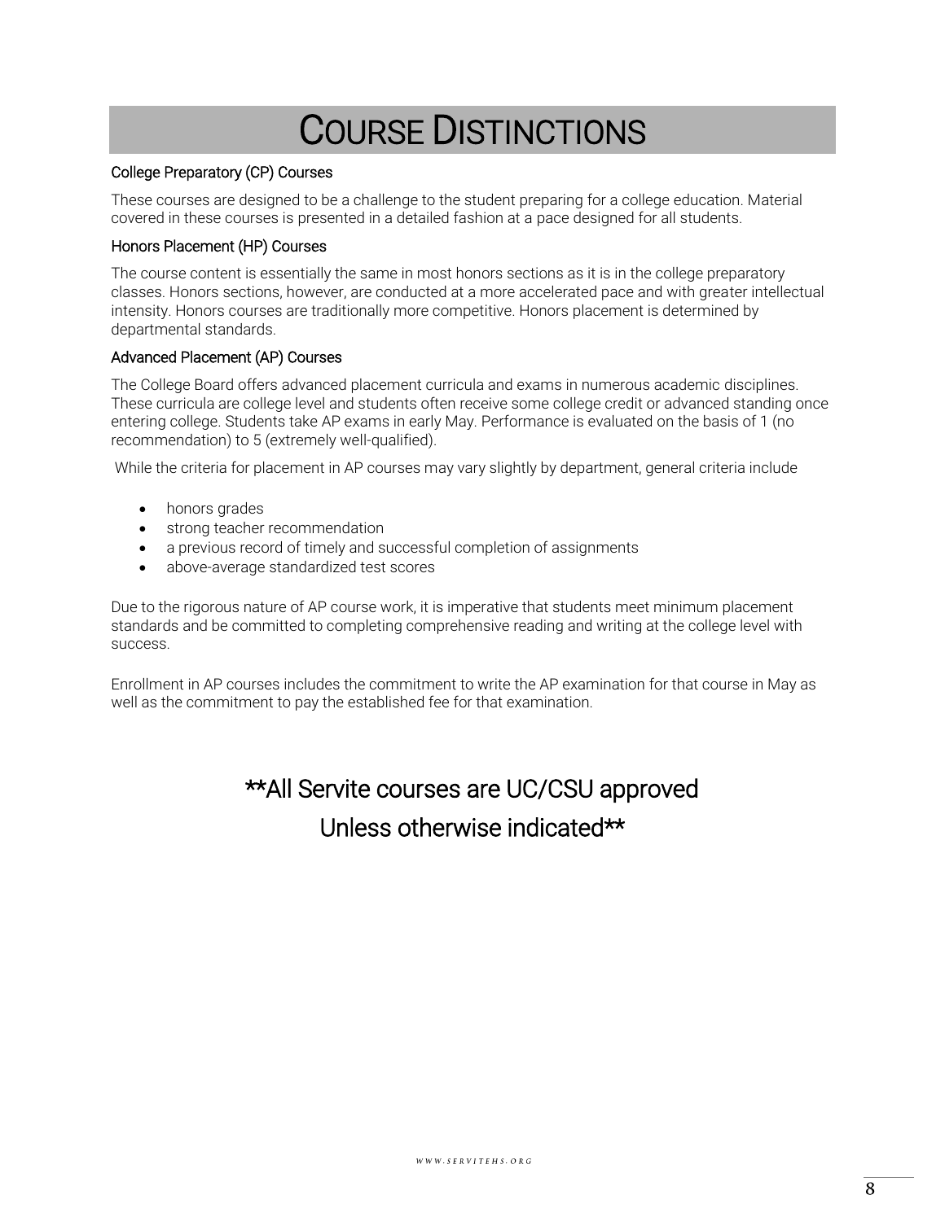# COURSE DISTINCTIONS

### College Preparatory (CP) Courses

These courses are designed to be a challenge to the student preparing for a college education. Material covered in these courses is presented in a detailed fashion at a pace designed for all students.

### Honors Placement (HP) Courses

The course content is essentially the same in most honors sections as it is in the college preparatory classes. Honors sections, however, are conducted at a more accelerated pace and with greater intellectual intensity. Honors courses are traditionally more competitive. Honors placement is determined by departmental standards.

### Advanced Placement (AP) Courses

The College Board offers advanced placement curricula and exams in numerous academic disciplines. These curricula are college level and students often receive some college credit or advanced standing once entering college. Students take AP exams in early May. Performance is evaluated on the basis of 1 (no recommendation) to 5 (extremely well-qualified).

While the criteria for placement in AP courses may vary slightly by department, general criteria include

- honors grades
- strong teacher recommendation
- a previous record of timely and successful completion of assignments
- above-average standardized test scores

Due to the rigorous nature of AP course work, it is imperative that students meet minimum placement standards and be committed to completing comprehensive reading and writing at the college level with success.

Enrollment in AP courses includes the commitment to write the AP examination for that course in May as well as the commitment to pay the established fee for that examination.

**All Servite courses are UC/CSU approved Unless otherwise indicated**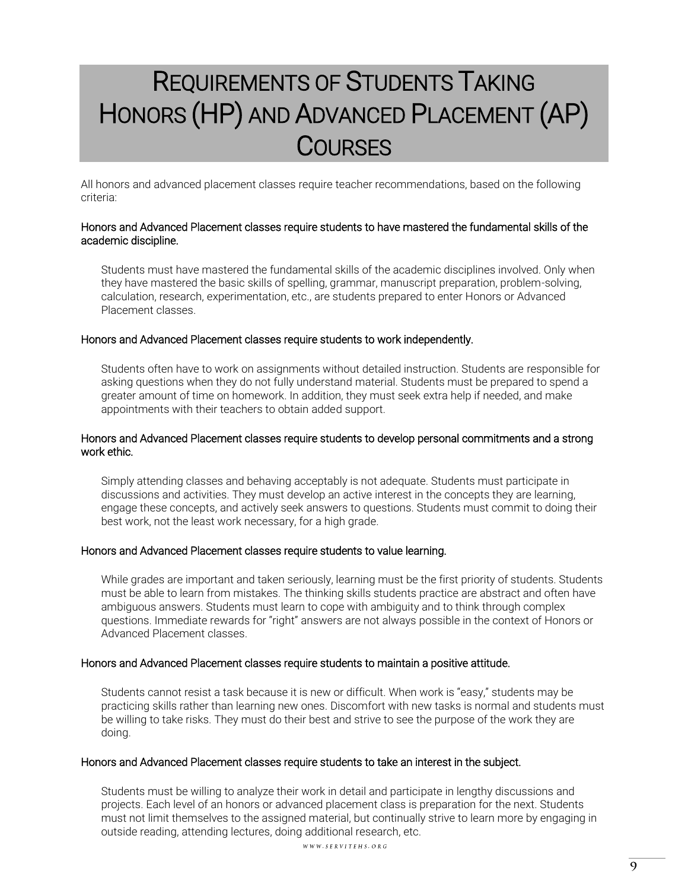# Requirements of Students Taking Honors (HP) and Advanced Placement (AP) Courses

All honors and advanced placement classes require teacher recommendations, based on the following criteria:

### Honors and Advanced Placement classes require students to have mastered the fundamental skills of the academic discipline.

Students must have mastered the fundamental skills of the academic disciplines involved. Only when they have mastered the basic skills of spelling, grammar, manuscript preparation, problem-solving, calculation, research, experimentation, etc., are students prepared to enter Honors or Advanced Placement classes.

### Honors and Advanced Placement classes require students to work independently.

Students often have to work on assignments without detailed instruction. Students are responsible for asking questions when they do not fully understand material. Students must be prepared to spend a greater amount of time on homework. In addition, they must seek extra help if needed, and make appointments with their teachers to obtain added support.

### Honors and Advanced Placement classes require students to develop personal commitments and a strong work ethic.

Simply attending classes and behaving acceptably is not adequate. Students must participate in discussions and activities. They must develop an active interest in the concepts they are learning, engage these concepts, and actively seek answers to questions. Students must commit to doing their best work, not the least work necessary, for a high grade.

### Honors and Advanced Placement classes require students to value learning.

While grades are important and taken seriously, learning must be the first priority of students. Students must be able to learn from mistakes. The thinking skills students practice are abstract and often have ambiguous answers. Students must learn to cope with ambiguity and to think through complex questions. Immediate rewards for "right" answers are not always possible in the context of Honors or Advanced Placement classes.

### Honors and Advanced Placement classes require students to maintain a positive attitude.

Students cannot resist a task because it is new or difficult. When work is "easy," students may be practicing skills rather than learning new ones. Discomfort with new tasks is normal and students must be willing to take risks. They must do their best and strive to see the purpose of the work they are doing.

### Honors and Advanced Placement classes require students to take an interest in the subject.

Students must be willing to analyze their work in detail and participate in lengthy discussions and projects. Each level of an honors or advanced placement class is preparation for the next. Students must not limit themselves to the assigned material, but continually strive to learn more by engaging in outside reading, attending lectures, doing additional research, etc.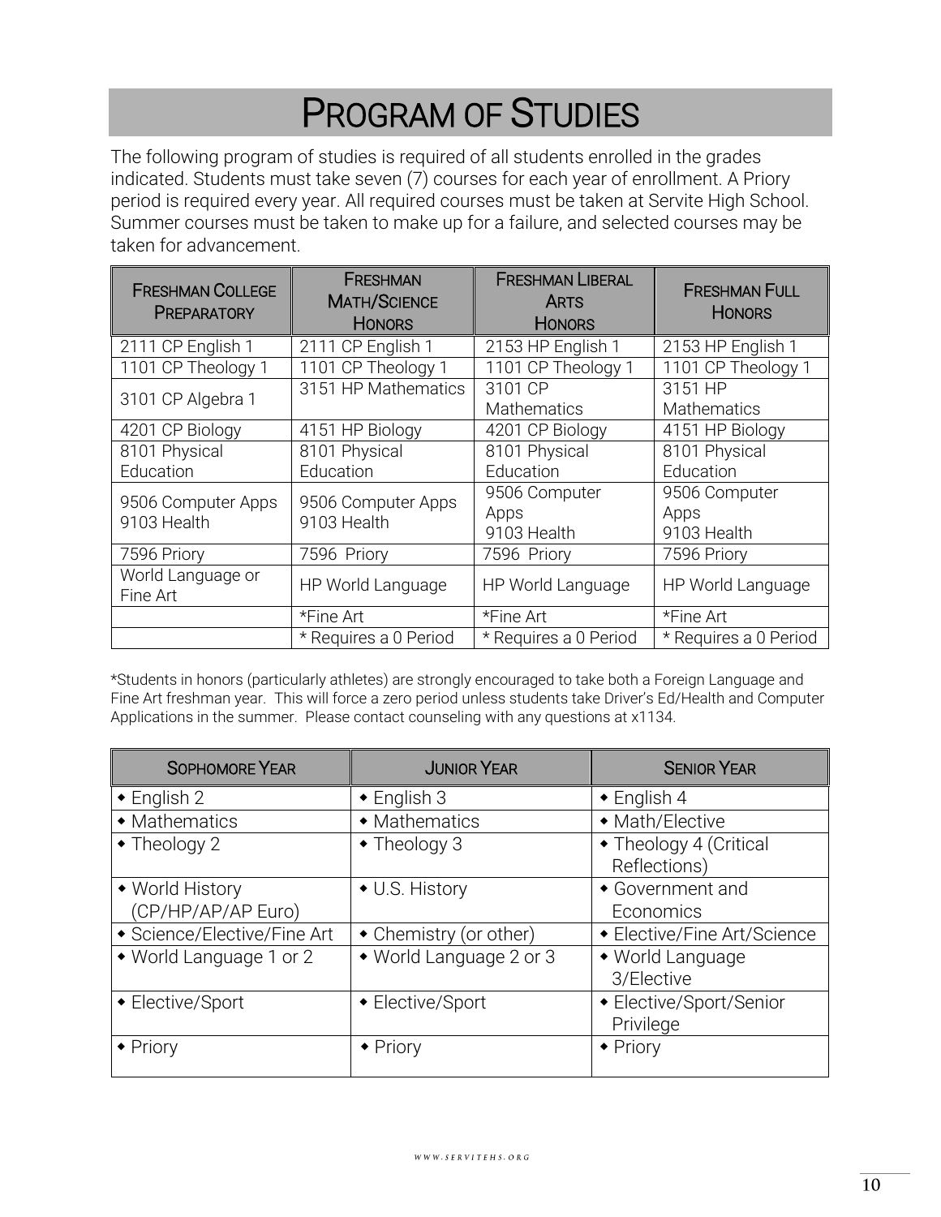# Program of Studies

The following program of studies is required of all students enrolled in the grades indicated. Students must take seven (7) courses for each year of enrollment. A Priory period is required every year. All required courses must be taken at Servite High School. Summer courses must be taken to make up for a failure, and selected courses may be taken for advancement.

| Freshman College Preparatory | Freshman Math/Science Honors | Freshman Liberal Arts Honors | Freshman Full Honors |
|---|---|---|---|
| 2111 CP English 1 | 2111 CP English 1 | 2153 HP English 1 | 2153 HP English 1 |
| 1101 CP Theology 1 | 1101 CP Theology 1 | 1101 CP Theology 1 | 1101 CP Theology 1 |
| 3101 CP Algebra 1 | 3151 HP Mathematics | 3101 CP Mathematics | 3151 HP Mathematics |
| 4201 CP Biology | 4151 HP Biology | 4201 CP Biology | 4151 HP Biology |
| 8101 Physical Education | 8101 Physical Education | 8101 Physical Education | 8101 Physical Education |
| 9506 Computer Apps 9103 Health | 9506 Computer Apps 9103 Health | 9506 Computer Apps 9103 Health | 9506 Computer Apps 9103 Health |
| 7596 Priory | 7596 Priory | 7596 Priory | 7596 Priory |
| World Language or Fine Art | HP World Language | HP World Language | HP World Language |
| | *Fine Art | *Fine Art | *Fine Art |
| | * Requires a 0 Period | * Requires a 0 Period | * Requires a 0 Period |

*Students in honors (particularly athletes) are strongly encouraged to take both a Foreign Language and Fine Art freshman year. This will force a zero period unless students take Driver's Ed/Health and Computer Applications in the summer. Please contact counseling with any questions at x1134.

| Sophomore Year | Junior Year | Senior Year |
|---|---|---|
| • English 2 | • English 3 | • English 4 |
| • Mathematics | • Mathematics | • Math/Elective |
| • Theology 2 | • Theology 3 | • Theology 4 (Critical Reflections) |
| • World History (CP/HP/AP/AP Euro) | • U.S. History | • Government and Economics |
| • Science/Elective/Fine Art | • Chemistry (or other) | • Elective/Fine Art/Science |
| • World Language 1 or 2 | • World Language 2 or 3 | • World Language 3/Elective |
| • Elective/Sport | • Elective/Sport | • Elective/Sport/Senior Privilege |
| • Priory | • Priory | • Priory |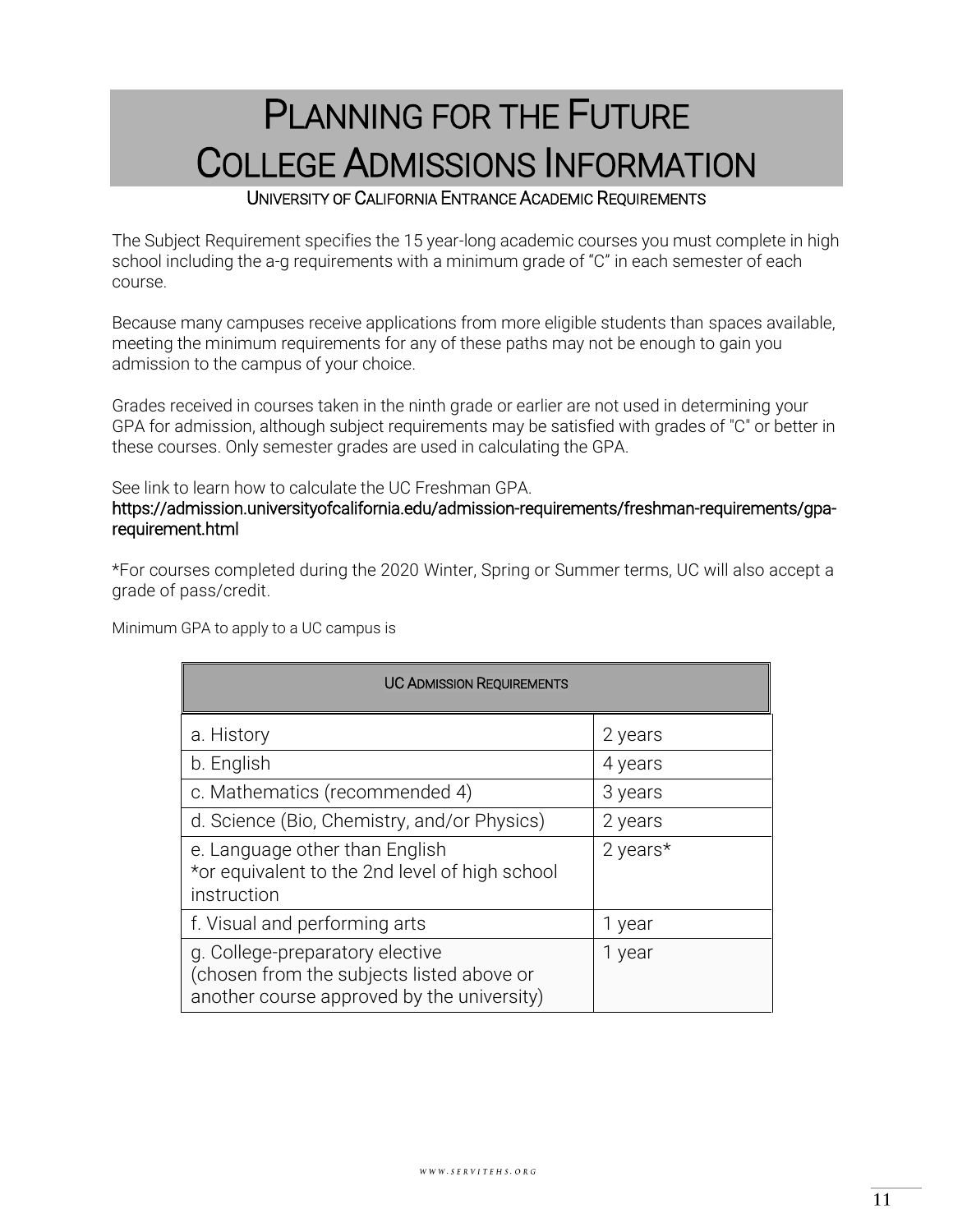# Planning for the Future
# College Admissions Information

## University of California Entrance Academic Requirements

The Subject Requirement specifies the 15 year-long academic courses you must complete in high school including the a-g requirements with a minimum grade of "C" in each semester of each course.

Because many campuses receive applications from more eligible students than spaces available, meeting the minimum requirements for any of these paths may not be enough to gain you admission to the campus of your choice.

Grades received in courses taken in the ninth grade or earlier are not used in determining your GPA for admission, although subject requirements may be satisfied with grades of "C" or better in these courses. Only semester grades are used in calculating the GPA.

See link to learn how to calculate the UC Freshman GPA.
https://admission.universityofcalifornia.edu/admission-requirements/freshman-requirements/gpa-requirement.html

*For courses completed during the 2020 Winter, Spring or Summer terms, UC will also accept a grade of pass/credit.

Minimum GPA to apply to a UC campus is

| UC Admission Requirements | |
|---|---|
| a. History | 2 years |
| b. English | 4 years |
| c. Mathematics (recommended 4) | 3 years |
| d. Science (Bio, Chemistry, and/or Physics) | 2 years |
| e. Language other than English *or equivalent to the 2nd level of high school instruction | 2 years* |
| f. Visual and performing arts | 1 year |
| g. College-preparatory elective (chosen from the subjects listed above or another course approved by the university) | 1 year |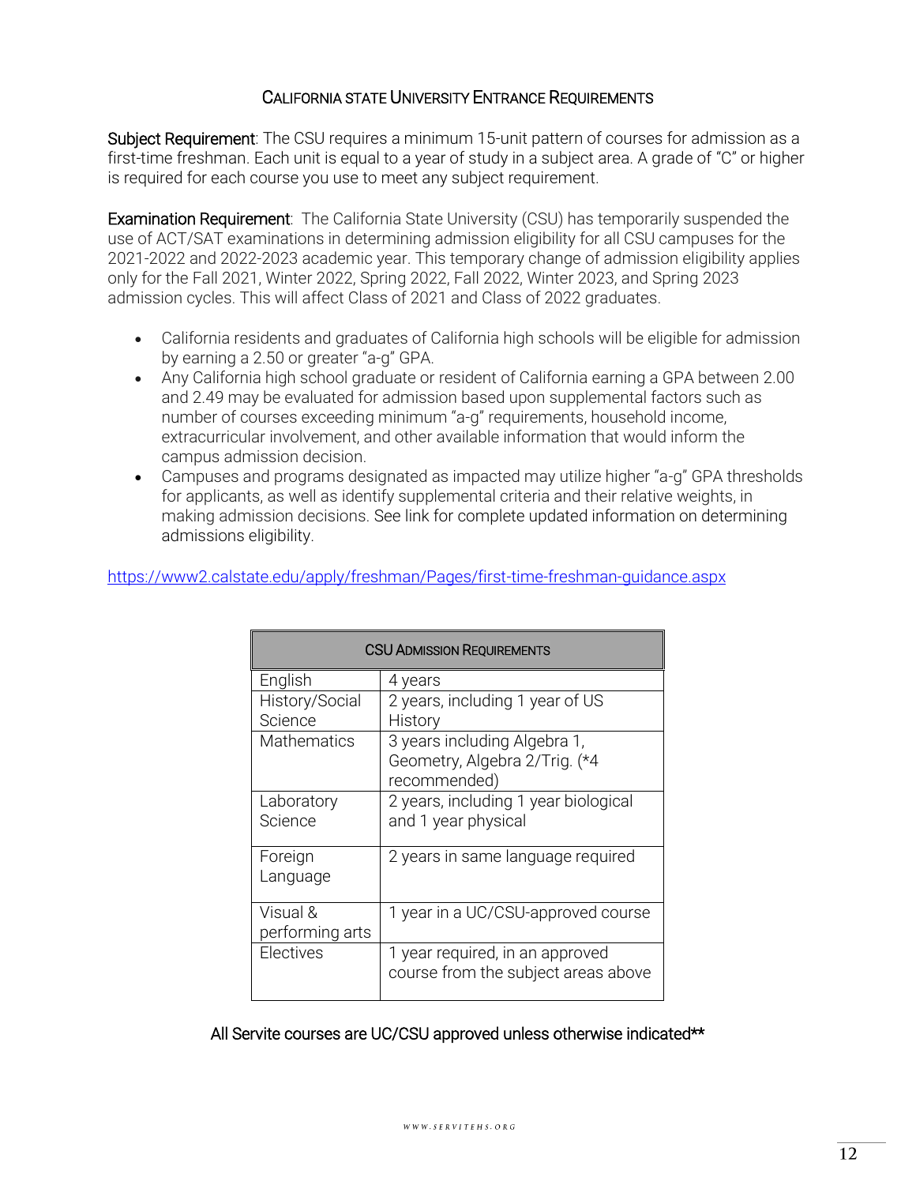## CALIFORNIA STATE UNIVERSITY ENTRANCE REQUIREMENTS

**Subject Requirement**: The CSU requires a minimum 15-unit pattern of courses for admission as a first-time freshman. Each unit is equal to a year of study in a subject area. A grade of "C" or higher is required for each course you use to meet any subject requirement.

**Examination Requirement**: The California State University (CSU) has temporarily suspended the use of ACT/SAT examinations in determining admission eligibility for all CSU campuses for the 2021-2022 and 2022-2023 academic year. This temporary change of admission eligibility applies only for the Fall 2021, Winter 2022, Spring 2022, Fall 2022, Winter 2023, and Spring 2023 admission cycles. This will affect Class of 2021 and Class of 2022 graduates.

- California residents and graduates of California high schools will be eligible for admission by earning a 2.50 or greater "a-g" GPA.
- Any California high school graduate or resident of California earning a GPA between 2.00 and 2.49 may be evaluated for admission based upon supplemental factors such as number of courses exceeding minimum "a-g" requirements, household income, extracurricular involvement, and other available information that would inform the campus admission decision.
- Campuses and programs designated as impacted may utilize higher "a-g" GPA thresholds for applicants, as well as identify supplemental criteria and their relative weights, in making admission decisions. See link for complete updated information on determining admissions eligibility.

https://www2.calstate.edu/apply/freshman/Pages/first-time-freshman-guidance.aspx

| CSU ADMISSION REQUIREMENTS | |
|---|---|
| English | 4 years |
| History/Social Science | 2 years, including 1 year of US History |
| Mathematics | 3 years including Algebra 1, Geometry, Algebra 2/Trig. (*4 recommended) |
| Laboratory Science | 2 years, including 1 year biological and 1 year physical |
| Foreign Language | 2 years in same language required |
| Visual & performing arts | 1 year in a UC/CSU-approved course |
| Electives | 1 year required, in an approved course from the subject areas above |

All Servite courses are UC/CSU approved unless otherwise indicated**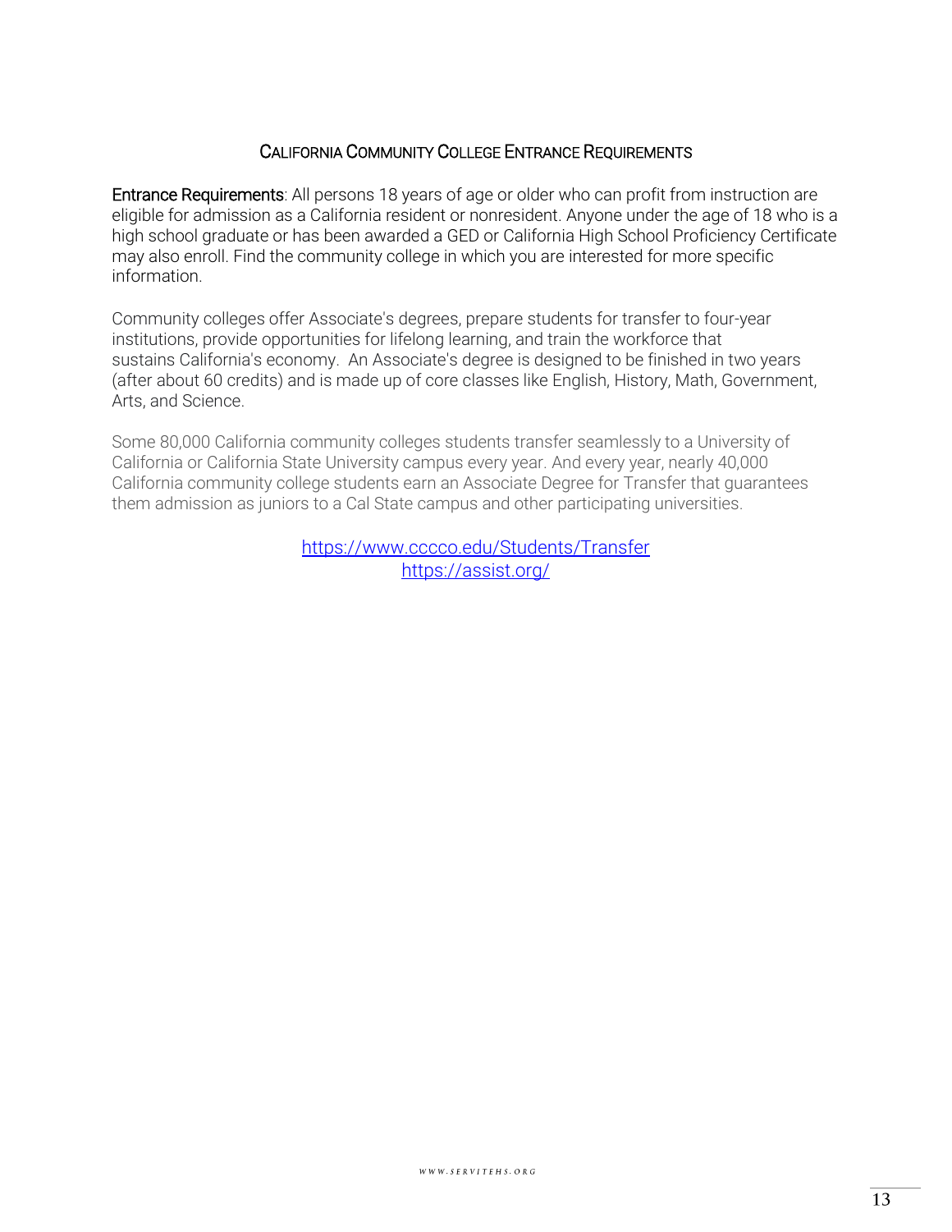## California Community College Entrance Requirements

**Entrance Requirements**: All persons 18 years of age or older who can profit from instruction are eligible for admission as a California resident or nonresident. Anyone under the age of 18 who is a high school graduate or has been awarded a GED or California High School Proficiency Certificate may also enroll. Find the community college in which you are interested for more specific information.

Community colleges offer Associate's degrees, prepare students for transfer to four-year institutions, provide opportunities for lifelong learning, and train the workforce that sustains California's economy. An Associate's degree is designed to be finished in two years (after about 60 credits) and is made up of core classes like English, History, Math, Government, Arts, and Science.

Some 80,000 California community colleges students transfer seamlessly to a University of California or California State University campus every year. And every year, nearly 40,000 California community college students earn an Associate Degree for Transfer that guarantees them admission as juniors to a Cal State campus and other participating universities.

https://www.cccco.edu/Students/Transfer
https://assist.org/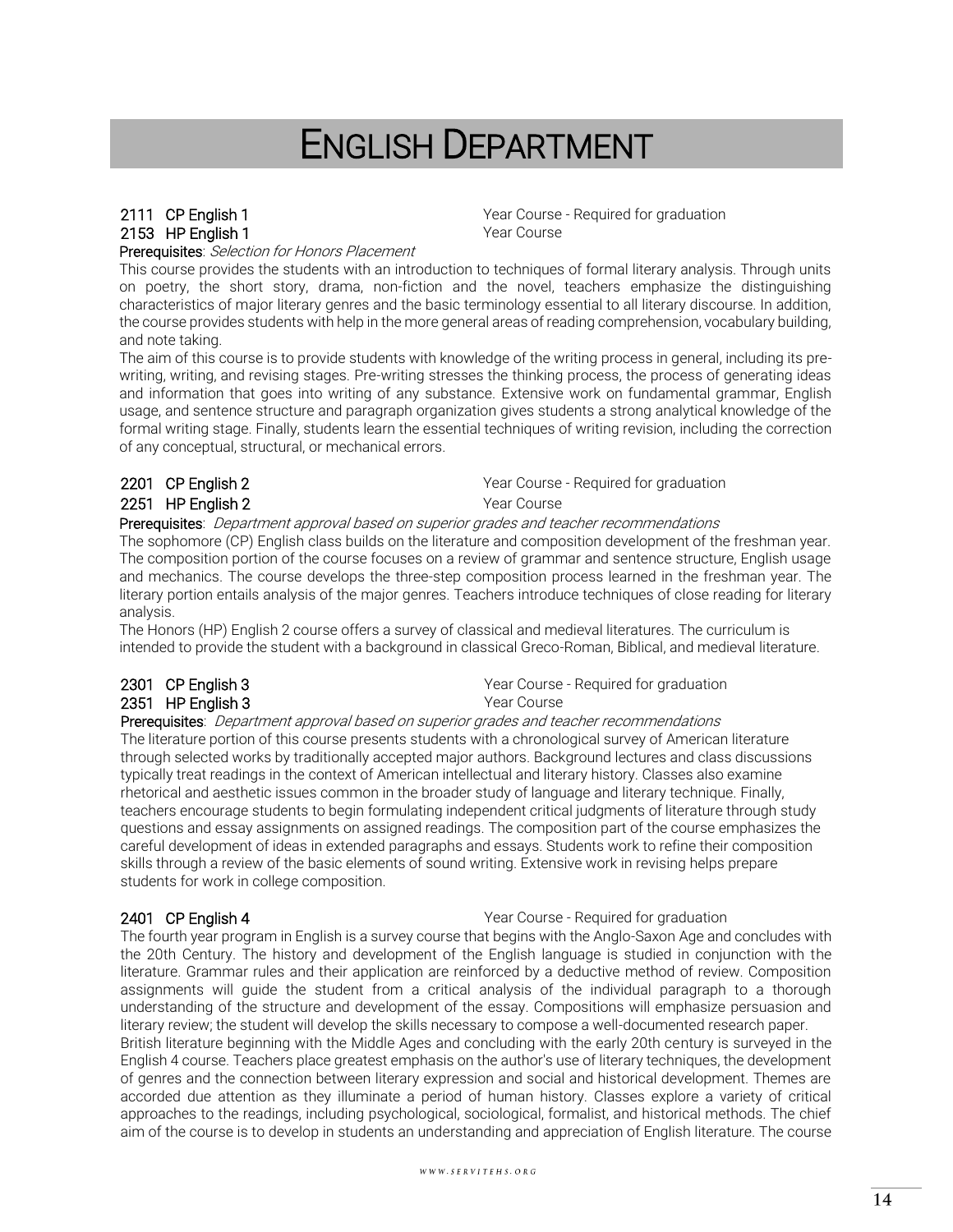# ENGLISH DEPARTMENT

**2111 CP English 1** — Year Course - Required for graduation
**2153 HP English 1** — Year Course

**Prerequisites**: *Selection for Honors Placement*

This course provides the students with an introduction to techniques of formal literary analysis. Through units on poetry, the short story, drama, non-fiction and the novel, teachers emphasize the distinguishing characteristics of major literary genres and the basic terminology essential to all literary discourse. In addition, the course provides students with help in the more general areas of reading comprehension, vocabulary building, and note taking.

The aim of this course is to provide students with knowledge of the writing process in general, including its pre-writing, writing, and revising stages. Pre-writing stresses the thinking process, the process of generating ideas and information that goes into writing of any substance. Extensive work on fundamental grammar, English usage, and sentence structure and paragraph organization gives students a strong analytical knowledge of the formal writing stage. Finally, students learn the essential techniques of writing revision, including the correction of any conceptual, structural, or mechanical errors.

**2201 CP English 2** — Year Course - Required for graduation
**2251 HP English 2** — Year Course

**Prerequisites**: *Department approval based on superior grades and teacher recommendations*

The sophomore (CP) English class builds on the literature and composition development of the freshman year. The composition portion of the course focuses on a review of grammar and sentence structure, English usage and mechanics. The course develops the three-step composition process learned in the freshman year. The literary portion entails analysis of the major genres. Teachers introduce techniques of close reading for literary analysis.

The Honors (HP) English 2 course offers a survey of classical and medieval literatures. The curriculum is intended to provide the student with a background in classical Greco-Roman, Biblical, and medieval literature.

**2301 CP English 3** — Year Course - Required for graduation
**2351 HP English 3** — Year Course

**Prerequisites**: *Department approval based on superior grades and teacher recommendations*

The literature portion of this course presents students with a chronological survey of American literature through selected works by traditionally accepted major authors. Background lectures and class discussions typically treat readings in the context of American intellectual and literary history. Classes also examine rhetorical and aesthetic issues common in the broader study of language and literary technique. Finally, teachers encourage students to begin formulating independent critical judgments of literature through study questions and essay assignments on assigned readings. The composition part of the course emphasizes the careful development of ideas in extended paragraphs and essays. Students work to refine their composition skills through a review of the basic elements of sound writing. Extensive work in revising helps prepare students for work in college composition.

**2401 CP English 4** — Year Course - Required for graduation

The fourth year program in English is a survey course that begins with the Anglo-Saxon Age and concludes with the 20th Century. The history and development of the English language is studied in conjunction with the literature. Grammar rules and their application are reinforced by a deductive method of review. Composition assignments will guide the student from a critical analysis of the individual paragraph to a thorough understanding of the structure and development of the essay. Compositions will emphasize persuasion and literary review; the student will develop the skills necessary to compose a well-documented research paper.

British literature beginning with the Middle Ages and concluding with the early 20th century is surveyed in the English 4 course. Teachers place greatest emphasis on the author's use of literary techniques, the development of genres and the connection between literary expression and social and historical development. Themes are accorded due attention as they illuminate a period of human history. Classes explore a variety of critical approaches to the readings, including psychological, sociological, formalist, and historical methods. The chief aim of the course is to develop in students an understanding and appreciation of English literature. The course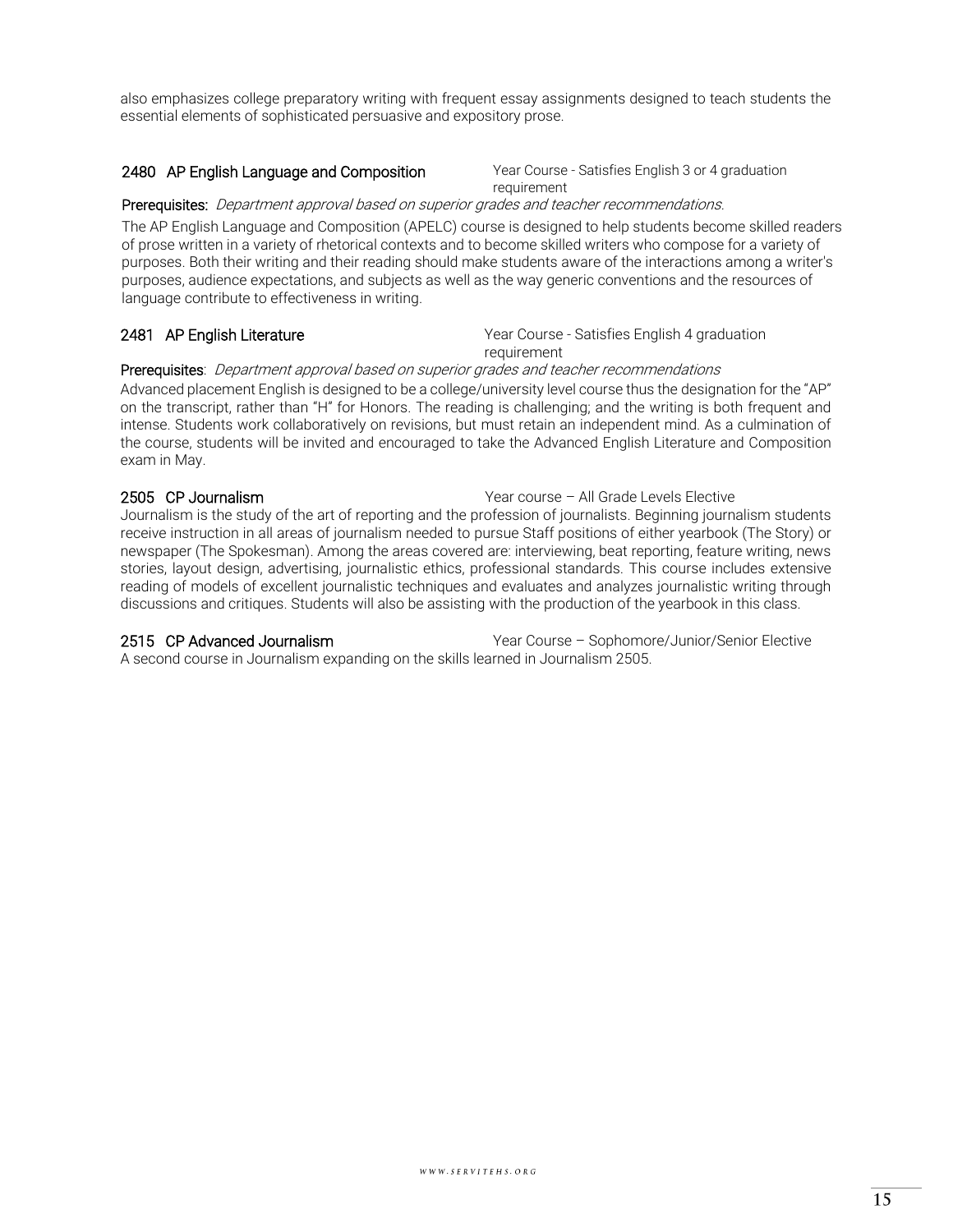also emphasizes college preparatory writing with frequent essay assignments designed to teach students the essential elements of sophisticated persuasive and expository prose.

### 2480 AP English Language and Composition

Year Course - Satisfies English 3 or 4 graduation requirement

**Prerequisites:** *Department approval based on superior grades and teacher recommendations.*

The AP English Language and Composition (APELC) course is designed to help students become skilled readers of prose written in a variety of rhetorical contexts and to become skilled writers who compose for a variety of purposes. Both their writing and their reading should make students aware of the interactions among a writer's purposes, audience expectations, and subjects as well as the way generic conventions and the resources of language contribute to effectiveness in writing.

### 2481 AP English Literature

Year Course - Satisfies English 4 graduation requirement

**Prerequisites**: *Department approval based on superior grades and teacher recommendations*

Advanced placement English is designed to be a college/university level course thus the designation for the "AP" on the transcript, rather than "H" for Honors. The reading is challenging; and the writing is both frequent and intense. Students work collaboratively on revisions, but must retain an independent mind. As a culmination of the course, students will be invited and encouraged to take the Advanced English Literature and Composition exam in May.

### 2505 CP Journalism

Year course – All Grade Levels Elective

Journalism is the study of the art of reporting and the profession of journalists. Beginning journalism students receive instruction in all areas of journalism needed to pursue Staff positions of either yearbook (The Story) or newspaper (The Spokesman). Among the areas covered are: interviewing, beat reporting, feature writing, news stories, layout design, advertising, journalistic ethics, professional standards. This course includes extensive reading of models of excellent journalistic techniques and evaluates and analyzes journalistic writing through discussions and critiques. Students will also be assisting with the production of the yearbook in this class.

### 2515 CP Advanced Journalism

Year Course – Sophomore/Junior/Senior Elective

A second course in Journalism expanding on the skills learned in Journalism 2505.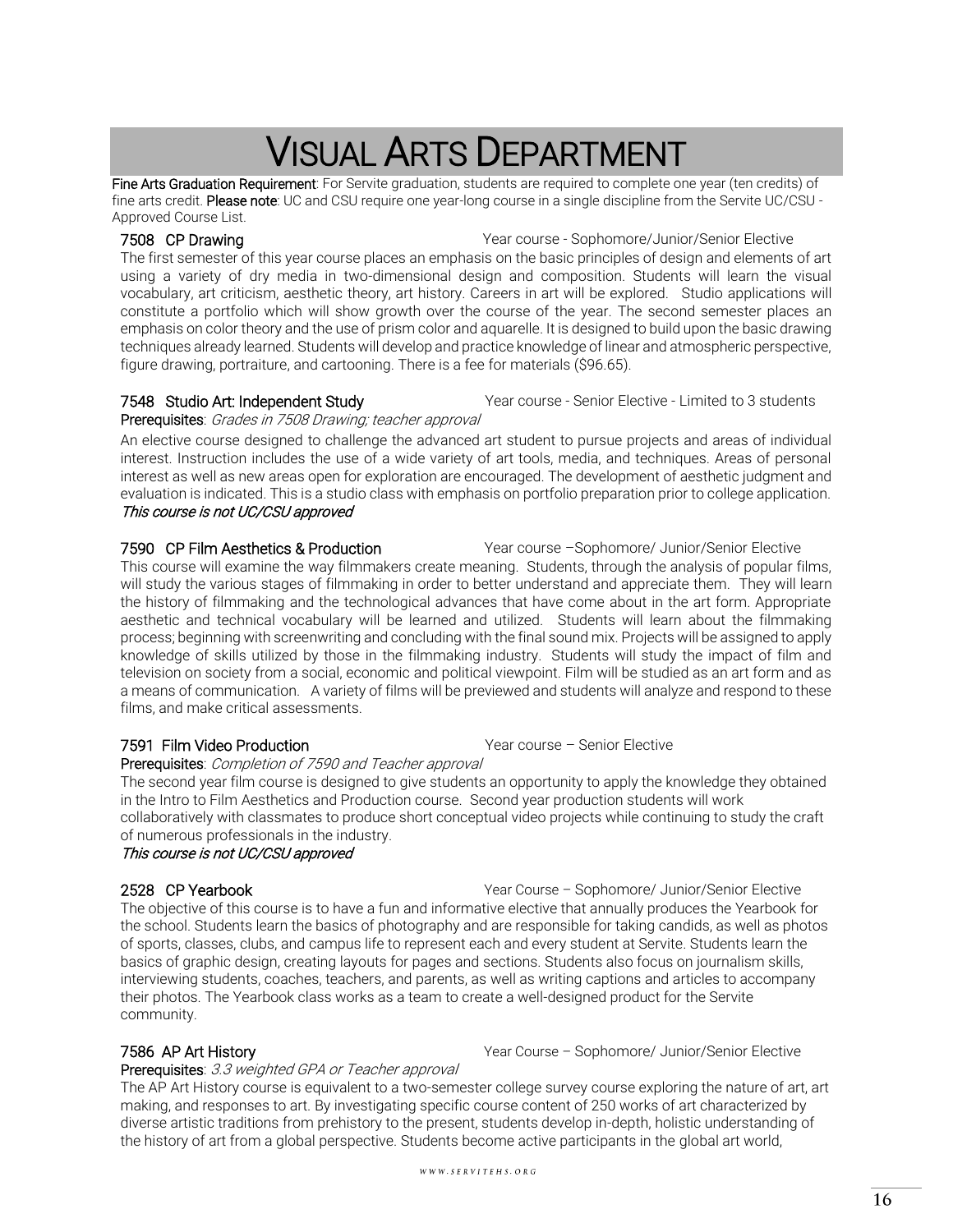# VISUAL ARTS DEPARTMENT

**Fine Arts Graduation Requirement**: For Servite graduation, students are required to complete one year (ten credits) of fine arts credit. **Please note**: UC and CSU require one year-long course in a single discipline from the Servite UC/CSU - Approved Course List.

**7508 CP Drawing** — Year course - Sophomore/Junior/Senior Elective

The first semester of this year course places an emphasis on the basic principles of design and elements of art using a variety of dry media in two-dimensional design and composition. Students will learn the visual vocabulary, art criticism, aesthetic theory, art history. Careers in art will be explored. Studio applications will constitute a portfolio which will show growth over the course of the year. The second semester places an emphasis on color theory and the use of prism color and aquarelle. It is designed to build upon the basic drawing techniques already learned. Students will develop and practice knowledge of linear and atmospheric perspective, figure drawing, portraiture, and cartooning. There is a fee for materials ($96.65).

**7548 Studio Art: Independent Study** — Year course - Senior Elective - Limited to 3 students

**Prerequisites**: *Grades in 7508 Drawing; teacher approval*

An elective course designed to challenge the advanced art student to pursue projects and areas of individual interest. Instruction includes the use of a wide variety of art tools, media, and techniques. Areas of personal interest as well as new areas open for exploration are encouraged. The development of aesthetic judgment and evaluation is indicated. This is a studio class with emphasis on portfolio preparation prior to college application.

*This course is not UC/CSU approved*

**7590 CP Film Aesthetics & Production** — Year course –Sophomore/ Junior/Senior Elective

This course will examine the way filmmakers create meaning. Students, through the analysis of popular films, will study the various stages of filmmaking in order to better understand and appreciate them. They will learn the history of filmmaking and the technological advances that have come about in the art form. Appropriate aesthetic and technical vocabulary will be learned and utilized. Students will learn about the filmmaking process; beginning with screenwriting and concluding with the final sound mix. Projects will be assigned to apply knowledge of skills utilized by those in the filmmaking industry. Students will study the impact of film and television on society from a social, economic and political viewpoint. Film will be studied as an art form and as a means of communication. A variety of films will be previewed and students will analyze and respond to these films, and make critical assessments.

**7591 Film Video Production** — Year course – Senior Elective

**Prerequisites**: *Completion of 7590 and Teacher approval*

The second year film course is designed to give students an opportunity to apply the knowledge they obtained in the Intro to Film Aesthetics and Production course. Second year production students will work collaboratively with classmates to produce short conceptual video projects while continuing to study the craft of numerous professionals in the industry.

*This course is not UC/CSU approved*

**2528 CP Yearbook** — Year Course – Sophomore/ Junior/Senior Elective

The objective of this course is to have a fun and informative elective that annually produces the Yearbook for the school. Students learn the basics of photography and are responsible for taking candids, as well as photos of sports, classes, clubs, and campus life to represent each and every student at Servite. Students learn the basics of graphic design, creating layouts for pages and sections. Students also focus on journalism skills, interviewing students, coaches, teachers, and parents, as well as writing captions and articles to accompany their photos. The Yearbook class works as a team to create a well-designed product for the Servite community.

**7586 AP Art History** — Year Course – Sophomore/ Junior/Senior Elective

**Prerequisites**: *3.3 weighted GPA or Teacher approval*

The AP Art History course is equivalent to a two-semester college survey course exploring the nature of art, art making, and responses to art. By investigating specific course content of 250 works of art characterized by diverse artistic traditions from prehistory to the present, students develop in-depth, holistic understanding of the history of art from a global perspective. Students become active participants in the global art world,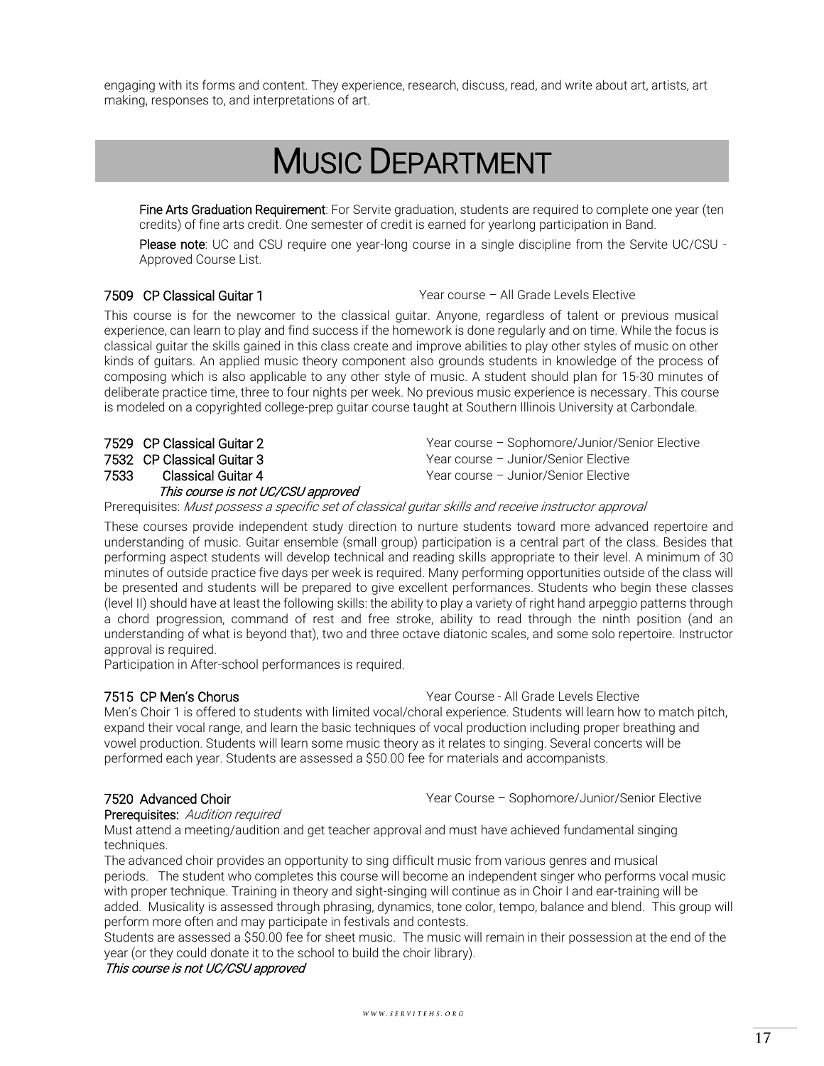engaging with its forms and content. They experience, research, discuss, read, and write about art, artists, art making, responses to, and interpretations of art.

# MUSIC DEPARTMENT

**Fine Arts Graduation Requirement**: For Servite graduation, students are required to complete one year (ten credits) of fine arts credit. One semester of credit is earned for yearlong participation in Band.

**Please note**: UC and CSU require one year-long course in a single discipline from the Servite UC/CSU - Approved Course List.

**7509 CP Classical Guitar 1** — Year course – All Grade Levels Elective

This course is for the newcomer to the classical guitar. Anyone, regardless of talent or previous musical experience, can learn to play and find success if the homework is done regularly and on time. While the focus is classical guitar the skills gained in this class create and improve abilities to play other styles of music on other kinds of guitars. An applied music theory component also grounds students in knowledge of the process of composing which is also applicable to any other style of music. A student should plan for 15-30 minutes of deliberate practice time, three to four nights per week. No previous music experience is necessary. This course is modeled on a copyrighted college-prep guitar course taught at Southern Illinois University at Carbondale.

**7529 CP Classical Guitar 2** — Year course – Sophomore/Junior/Senior Elective
**7532 CP Classical Guitar 3** — Year course – Junior/Senior Elective
**7533 Classical Guitar 4** — Year course – Junior/Senior Elective
*This course is not UC/CSU approved*

Prerequisites: *Must possess a specific set of classical guitar skills and receive instructor approval*

These courses provide independent study direction to nurture students toward more advanced repertoire and understanding of music. Guitar ensemble (small group) participation is a central part of the class. Besides that performing aspect students will develop technical and reading skills appropriate to their level. A minimum of 30 minutes of outside practice five days per week is required. Many performing opportunities outside of the class will be presented and students will be prepared to give excellent performances. Students who begin these classes (level II) should have at least the following skills: the ability to play a variety of right hand arpeggio patterns through a chord progression, command of rest and free stroke, ability to read through the ninth position (and an understanding of what is beyond that), two and three octave diatonic scales, and some solo repertoire. Instructor approval is required.
Participation in After-school performances is required.

**7515 CP Men's Chorus** — Year Course - All Grade Levels Elective

Men's Choir 1 is offered to students with limited vocal/choral experience. Students will learn how to match pitch, expand their vocal range, and learn the basic techniques of vocal production including proper breathing and vowel production. Students will learn some music theory as it relates to singing. Several concerts will be performed each year. Students are assessed a $50.00 fee for materials and accompanists.

**7520 Advanced Choir** — Year Course – Sophomore/Junior/Senior Elective

**Prerequisites:** *Audition required*

Must attend a meeting/audition and get teacher approval and must have achieved fundamental singing techniques.

The advanced choir provides an opportunity to sing difficult music from various genres and musical periods. The student who completes this course will become an independent singer who performs vocal music with proper technique. Training in theory and sight-singing will continue as in Choir I and ear-training will be added. Musicality is assessed through phrasing, dynamics, tone color, tempo, balance and blend. This group will perform more often and may participate in festivals and contests.

Students are assessed a $50.00 fee for sheet music. The music will remain in their possession at the end of the year (or they could donate it to the school to build the choir library).

*This course is not UC/CSU approved*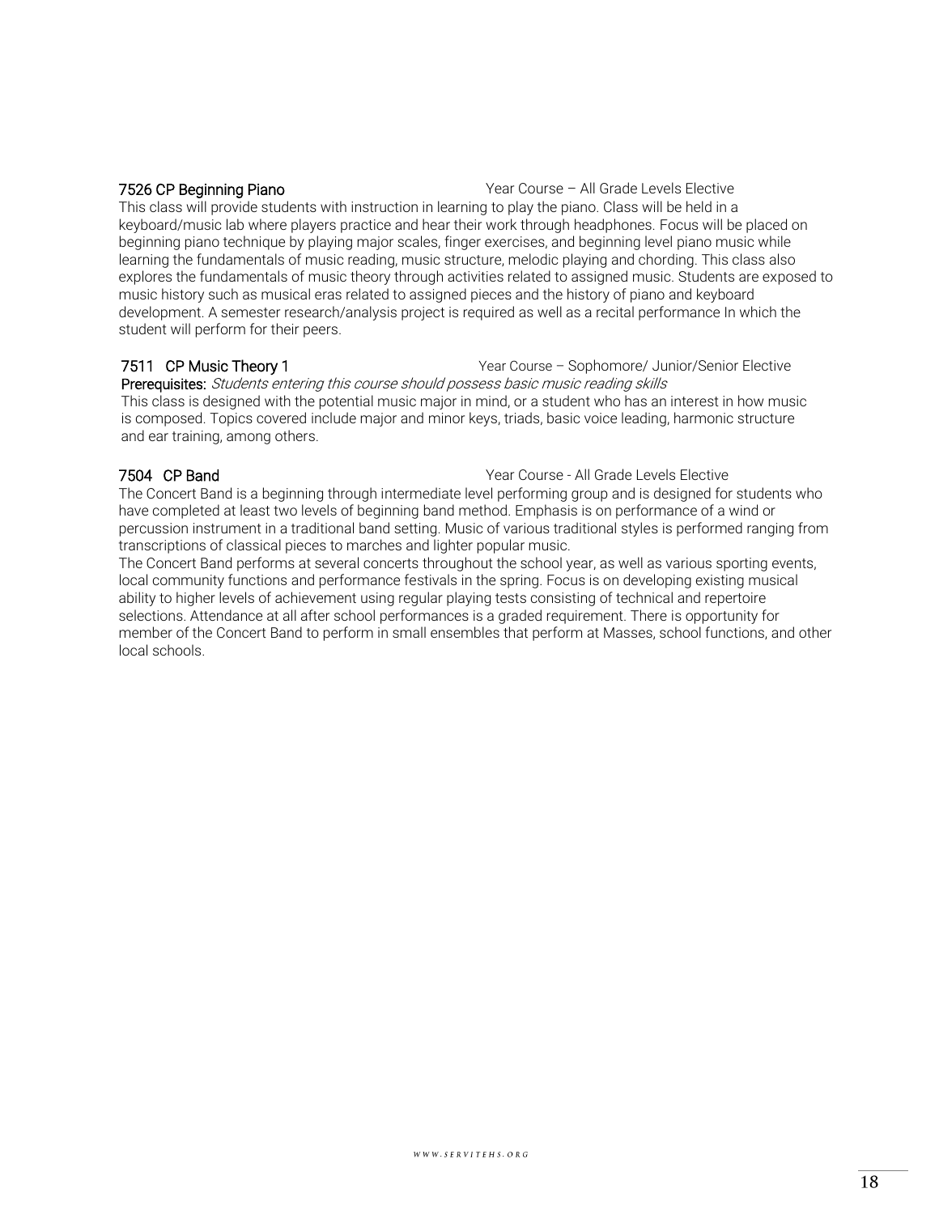### 7526 CP Beginning Piano

Year Course – All Grade Levels Elective

This class will provide students with instruction in learning to play the piano. Class will be held in a keyboard/music lab where players practice and hear their work through headphones. Focus will be placed on beginning piano technique by playing major scales, finger exercises, and beginning level piano music while learning the fundamentals of music reading, music structure, melodic playing and chording. This class also explores the fundamentals of music theory through activities related to assigned music. Students are exposed to music history such as musical eras related to assigned pieces and the history of piano and keyboard development. A semester research/analysis project is required as well as a recital performance In which the student will perform for their peers.

### 7511 CP Music Theory 1

Year Course – Sophomore/ Junior/Senior Elective

**Prerequisites:** *Students entering this course should possess basic music reading skills*

This class is designed with the potential music major in mind, or a student who has an interest in how music is composed. Topics covered include major and minor keys, triads, basic voice leading, harmonic structure and ear training, among others.

### 7504 CP Band

Year Course - All Grade Levels Elective

The Concert Band is a beginning through intermediate level performing group and is designed for students who have completed at least two levels of beginning band method. Emphasis is on performance of a wind or percussion instrument in a traditional band setting. Music of various traditional styles is performed ranging from transcriptions of classical pieces to marches and lighter popular music.

The Concert Band performs at several concerts throughout the school year, as well as various sporting events, local community functions and performance festivals in the spring. Focus is on developing existing musical ability to higher levels of achievement using regular playing tests consisting of technical and repertoire selections. Attendance at all after school performances is a graded requirement. There is opportunity for member of the Concert Band to perform in small ensembles that perform at Masses, school functions, and other local schools.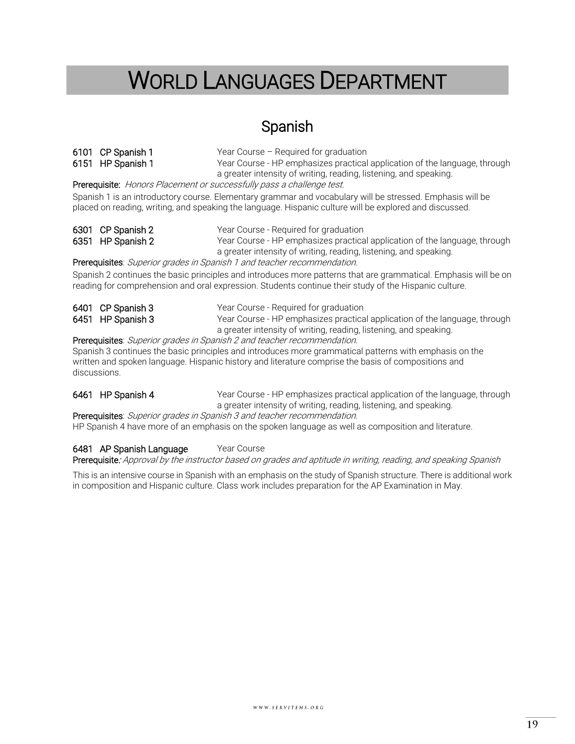# World Languages Department

## Spanish

**6101 CP Spanish 1** Year Course – Required for graduation
**6151 HP Spanish 1** Year Course - HP emphasizes practical application of the language, through a greater intensity of writing, reading, listening, and speaking.

**Prerequisite:** *Honors Placement or successfully pass a challenge test.*

Spanish 1 is an introductory course. Elementary grammar and vocabulary will be stressed. Emphasis will be placed on reading, writing, and speaking the language. Hispanic culture will be explored and discussed.

**6301 CP Spanish 2** Year Course - Required for graduation
**6351 HP Spanish 2** Year Course - HP emphasizes practical application of the language, through a greater intensity of writing, reading, listening, and speaking.

**Prerequisites**: *Superior grades in Spanish 1 and teacher recommendation.*

Spanish 2 continues the basic principles and introduces more patterns that are grammatical. Emphasis will be on reading for comprehension and oral expression. Students continue their study of the Hispanic culture.

**6401 CP Spanish 3** Year Course - Required for graduation
**6451 HP Spanish 3** Year Course - HP emphasizes practical application of the language, through a greater intensity of writing, reading, listening, and speaking.

**Prerequisites**: *Superior grades in Spanish 2 and teacher recommendation.*

Spanish 3 continues the basic principles and introduces more grammatical patterns with emphasis on the written and spoken language. Hispanic history and literature comprise the basis of compositions and discussions.

**6461 HP Spanish 4** Year Course - HP emphasizes practical application of the language, through a greater intensity of writing, reading, listening, and speaking.

**Prerequisites**: *Superior grades in Spanish 3 and teacher recommendation.*

HP Spanish 4 have more of an emphasis on the spoken language as well as composition and literature.

**6481 AP Spanish Language** Year Course

**Prerequisite:***: Approval by the instructor based on grades and aptitude in writing, reading, and speaking Spanish*

This is an intensive course in Spanish with an emphasis on the study of Spanish structure. There is additional work in composition and Hispanic culture. Class work includes preparation for the AP Examination in May.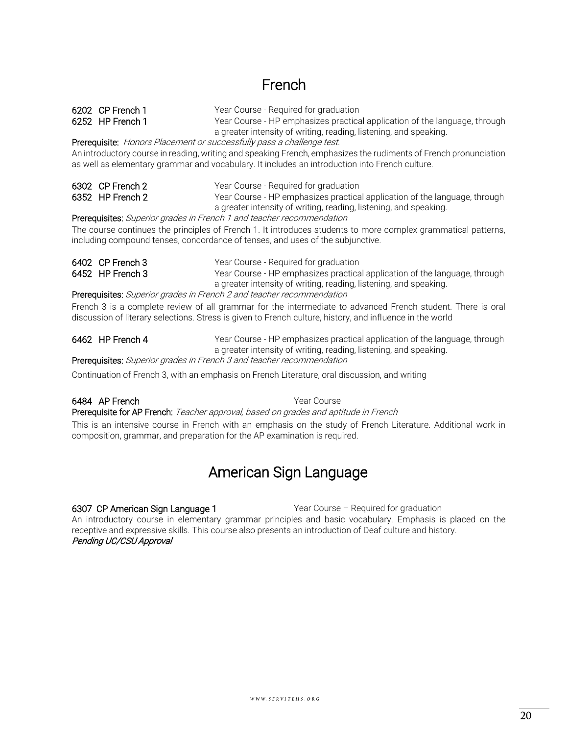# French

**6202 CP French 1** Year Course - Required for graduation
**6252 HP French 1** Year Course - HP emphasizes practical application of the language, through a greater intensity of writing, reading, listening, and speaking.

**Prerequisite:** *Honors Placement or successfully pass a challenge test.*

An introductory course in reading, writing and speaking French, emphasizes the rudiments of French pronunciation as well as elementary grammar and vocabulary. It includes an introduction into French culture.

**6302 CP French 2** Year Course - Required for graduation
**6352 HP French 2** Year Course - HP emphasizes practical application of the language, through a greater intensity of writing, reading, listening, and speaking.

**Prerequisites:** *Superior grades in French 1 and teacher recommendation*

The course continues the principles of French 1. It introduces students to more complex grammatical patterns, including compound tenses, concordance of tenses, and uses of the subjunctive.

**6402 CP French 3** Year Course - Required for graduation
**6452 HP French 3** Year Course - HP emphasizes practical application of the language, through a greater intensity of writing, reading, listening, and speaking.

**Prerequisites:** *Superior grades in French 2 and teacher recommendation*

French 3 is a complete review of all grammar for the intermediate to advanced French student. There is oral discussion of literary selections. Stress is given to French culture, history, and influence in the world

**6462 HP French 4** Year Course - HP emphasizes practical application of the language, through a greater intensity of writing, reading, listening, and speaking.

**Prerequisites:** *Superior grades in French 3 and teacher recommendation*

Continuation of French 3, with an emphasis on French Literature, oral discussion, and writing

**6484 AP French** Year Course

**Prerequisite for AP French:** *Teacher approval, based on grades and aptitude in French*

This is an intensive course in French with an emphasis on the study of French Literature. Additional work in composition, grammar, and preparation for the AP examination is required.

# American Sign Language

**6307 CP American Sign Language 1** Year Course – Required for graduation

An introductory course in elementary grammar principles and basic vocabulary. Emphasis is placed on the receptive and expressive skills. This course also presents an introduction of Deaf culture and history.

*Pending UC/CSU Approval*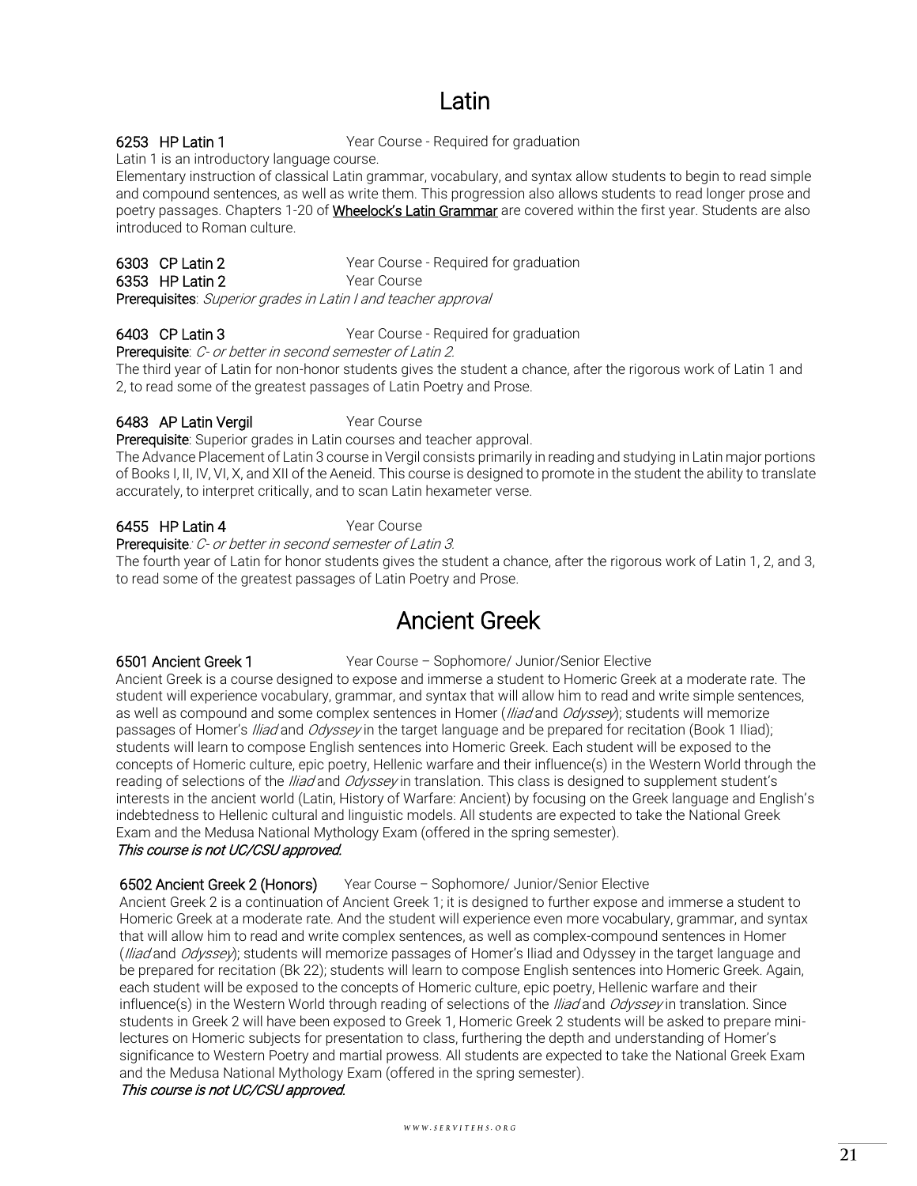# Latin

**6253 HP Latin 1** Year Course - Required for graduation

Latin 1 is an introductory language course.

Elementary instruction of classical Latin grammar, vocabulary, and syntax allow students to begin to read simple and compound sentences, as well as write them. This progression also allows students to read longer prose and poetry passages. Chapters 1-20 of **Wheelock's Latin Grammar** are covered within the first year. Students are also introduced to Roman culture.

**6303 CP Latin 2** Year Course - Required for graduation

**6353 HP Latin 2** Year Course

**Prerequisites**: *Superior grades in Latin I and teacher approval*

**6403 CP Latin 3** Year Course - Required for graduation

**Prerequisite**: *C- or better in second semester of Latin 2.*

The third year of Latin for non-honor students gives the student a chance, after the rigorous work of Latin 1 and 2, to read some of the greatest passages of Latin Poetry and Prose.

**6483 AP Latin Vergil** Year Course

**Prerequisite**: Superior grades in Latin courses and teacher approval.

The Advance Placement of Latin 3 course in Vergil consists primarily in reading and studying in Latin major portions of Books I, II, IV, VI, X, and XII of the Aeneid. This course is designed to promote in the student the ability to translate accurately, to interpret critically, and to scan Latin hexameter verse.

**6455 HP Latin 4** Year Course

**Prerequisite**: *C- or better in second semester of Latin 3.*

The fourth year of Latin for honor students gives the student a chance, after the rigorous work of Latin 1, 2, and 3, to read some of the greatest passages of Latin Poetry and Prose.

# Ancient Greek

**6501 Ancient Greek 1** Year Course – Sophomore/ Junior/Senior Elective

Ancient Greek is a course designed to expose and immerse a student to Homeric Greek at a moderate rate. The student will experience vocabulary, grammar, and syntax that will allow him to read and write simple sentences, as well as compound and some complex sentences in Homer (*Iliad* and *Odyssey*); students will memorize passages of Homer's *Iliad* and *Odyssey* in the target language and be prepared for recitation (Book 1 Iliad); students will learn to compose English sentences into Homeric Greek. Each student will be exposed to the concepts of Homeric culture, epic poetry, Hellenic warfare and their influence(s) in the Western World through the reading of selections of the *Iliad* and *Odyssey* in translation. This class is designed to supplement student's interests in the ancient world (Latin, History of Warfare: Ancient) by focusing on the Greek language and English's indebtedness to Hellenic cultural and linguistic models. All students are expected to take the National Greek Exam and the Medusa National Mythology Exam (offered in the spring semester).

*This course is not UC/CSU approved.*

**6502 Ancient Greek 2 (Honors)** Year Course – Sophomore/ Junior/Senior Elective

Ancient Greek 2 is a continuation of Ancient Greek 1; it is designed to further expose and immerse a student to Homeric Greek at a moderate rate. And the student will experience even more vocabulary, grammar, and syntax that will allow him to read and write complex sentences, as well as complex-compound sentences in Homer (*Iliad* and *Odyssey*); students will memorize passages of Homer's Iliad and Odyssey in the target language and be prepared for recitation (Bk 22); students will learn to compose English sentences into Homeric Greek. Again, each student will be exposed to the concepts of Homeric culture, epic poetry, Hellenic warfare and their influence(s) in the Western World through reading of selections of the *Iliad* and *Odyssey* in translation. Since students in Greek 2 will have been exposed to Greek 1, Homeric Greek 2 students will be asked to prepare mini-lectures on Homeric subjects for presentation to class, furthering the depth and understanding of Homer's significance to Western Poetry and martial prowess. All students are expected to take the National Greek Exam and the Medusa National Mythology Exam (offered in the spring semester).

*This course is not UC/CSU approved.*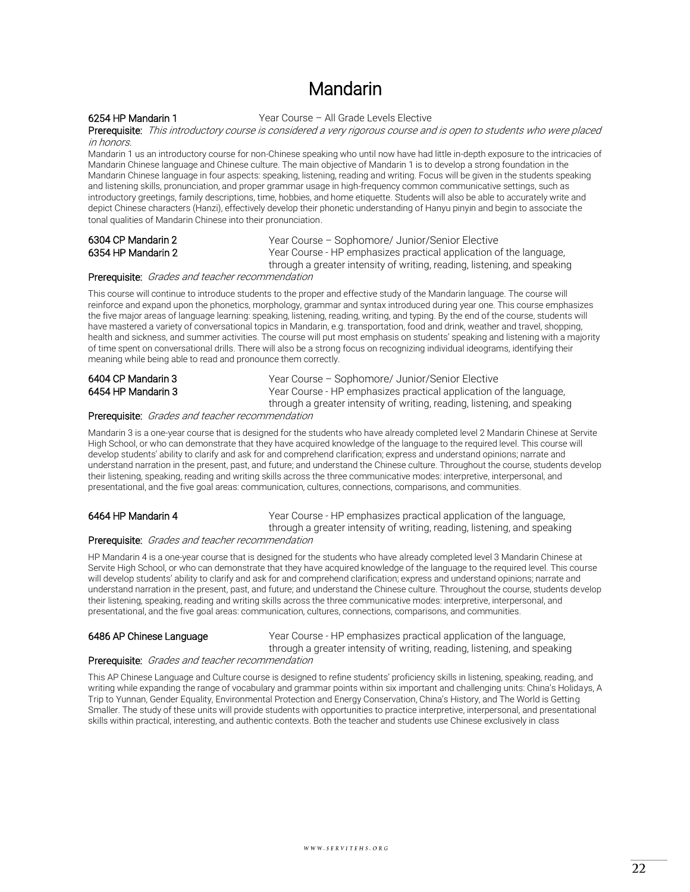# Mandarin

**6254 HP Mandarin 1** Year Course – All Grade Levels Elective

**Prerequisite:** *This introductory course is considered a very rigorous course and is open to students who were placed in honors.*

Mandarin 1 us an introductory course for non-Chinese speaking who until now have had little in-depth exposure to the intricacies of Mandarin Chinese language and Chinese culture. The main objective of Mandarin 1 is to develop a strong foundation in the Mandarin Chinese language in four aspects: speaking, listening, reading and writing. Focus will be given in the students speaking and listening skills, pronunciation, and proper grammar usage in high-frequency common communicative settings, such as introductory greetings, family descriptions, time, hobbies, and home etiquette. Students will also be able to accurately write and depict Chinese characters (Hanzi), effectively develop their phonetic understanding of Hanyu pinyin and begin to associate the tonal qualities of Mandarin Chinese into their pronunciation.

**6304 CP Mandarin 2** Year Course – Sophomore/ Junior/Senior Elective

**6354 HP Mandarin 2** Year Course - HP emphasizes practical application of the language, through a greater intensity of writing, reading, listening, and speaking

**Prerequisite:** *Grades and teacher recommendation*

This course will continue to introduce students to the proper and effective study of the Mandarin language. The course will reinforce and expand upon the phonetics, morphology, grammar and syntax introduced during year one. This course emphasizes the five major areas of language learning: speaking, listening, reading, writing, and typing. By the end of the course, students will have mastered a variety of conversational topics in Mandarin, e.g. transportation, food and drink, weather and travel, shopping, health and sickness, and summer activities. The course will put most emphasis on students' speaking and listening with a majority of time spent on conversational drills. There will also be a strong focus on recognizing individual ideograms, identifying their meaning while being able to read and pronounce them correctly.

**6404 CP Mandarin 3** Year Course – Sophomore/ Junior/Senior Elective

**6454 HP Mandarin 3** Year Course - HP emphasizes practical application of the language, through a greater intensity of writing, reading, listening, and speaking

**Prerequisite:** *Grades and teacher recommendation*

Mandarin 3 is a one-year course that is designed for the students who have already completed level 2 Mandarin Chinese at Servite High School, or who can demonstrate that they have acquired knowledge of the language to the required level. This course will develop students' ability to clarify and ask for and comprehend clarification; express and understand opinions; narrate and understand narration in the present, past, and future; and understand the Chinese culture. Throughout the course, students develop their listening, speaking, reading and writing skills across the three communicative modes: interpretive, interpersonal, and presentational, and the five goal areas: communication, cultures, connections, comparisons, and communities.

**6464 HP Mandarin 4** Year Course - HP emphasizes practical application of the language, through a greater intensity of writing, reading, listening, and speaking

**Prerequisite:** *Grades and teacher recommendation*

HP Mandarin 4 is a one-year course that is designed for the students who have already completed level 3 Mandarin Chinese at Servite High School, or who can demonstrate that they have acquired knowledge of the language to the required level. This course will develop students' ability to clarify and ask for and comprehend clarification; express and understand opinions; narrate and understand narration in the present, past, and future; and understand the Chinese culture. Throughout the course, students develop their listening, speaking, reading and writing skills across the three communicative modes: interpretive, interpersonal, and presentational, and the five goal areas: communication, cultures, connections, comparisons, and communities.

**6486 AP Chinese Language** Year Course - HP emphasizes practical application of the language, through a greater intensity of writing, reading, listening, and speaking

**Prerequisite:** *Grades and teacher recommendation*

This AP Chinese Language and Culture course is designed to refine students' proficiency skills in listening, speaking, reading, and writing while expanding the range of vocabulary and grammar points within six important and challenging units: China's Holidays, A Trip to Yunnan, Gender Equality, Environmental Protection and Energy Conservation, China's History, and The World is Getting Smaller. The study of these units will provide students with opportunities to practice interpretive, interpersonal, and presentational skills within practical, interesting, and authentic contexts. Both the teacher and students use Chinese exclusively in class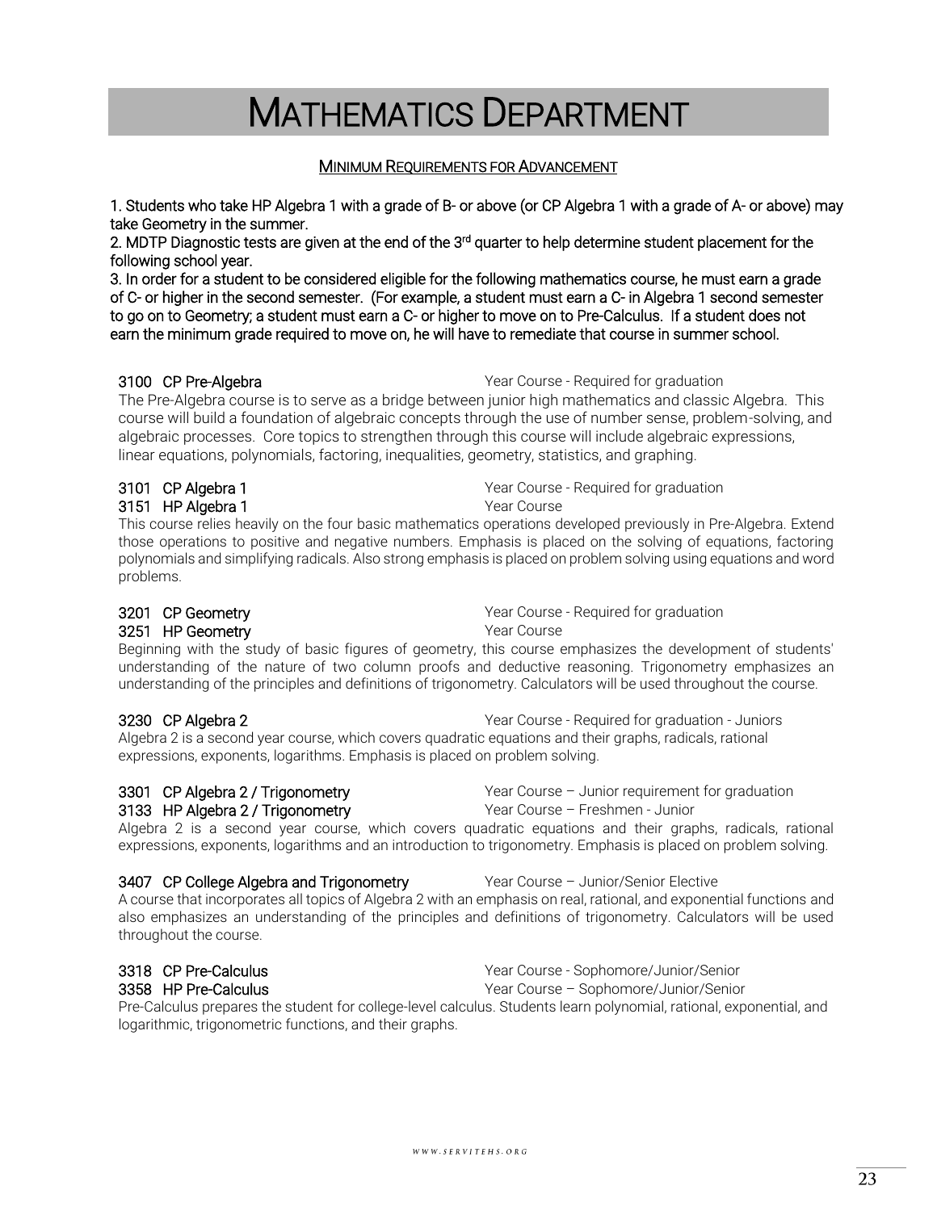# MATHEMATICS DEPARTMENT

## MINIMUM REQUIREMENTS FOR ADVANCEMENT

1. Students who take HP Algebra 1 with a grade of B- or above (or CP Algebra 1 with a grade of A- or above) may take Geometry in the summer.
2. MDTP Diagnostic tests are given at the end of the 3rd quarter to help determine student placement for the following school year.
3. In order for a student to be considered eligible for the following mathematics course, he must earn a grade of C- or higher in the second semester. (For example, a student must earn a C- in Algebra 1 second semester to go on to Geometry; a student must earn a C- or higher to move on to Pre-Calculus. If a student does not earn the minimum grade required to move on, he will have to remediate that course in summer school.

**3100 CP Pre-Algebra** — Year Course - Required for graduation

The Pre-Algebra course is to serve as a bridge between junior high mathematics and classic Algebra. This course will build a foundation of algebraic concepts through the use of number sense, problem-solving, and algebraic processes. Core topics to strengthen through this course will include algebraic expressions, linear equations, polynomials, factoring, inequalities, geometry, statistics, and graphing.

**3101 CP Algebra 1** — Year Course - Required for graduation
**3151 HP Algebra 1** — Year Course

This course relies heavily on the four basic mathematics operations developed previously in Pre-Algebra. Extend those operations to positive and negative numbers. Emphasis is placed on the solving of equations, factoring polynomials and simplifying radicals. Also strong emphasis is placed on problem solving using equations and word problems.

**3201 CP Geometry** — Year Course - Required for graduation
**3251 HP Geometry** — Year Course

Beginning with the study of basic figures of geometry, this course emphasizes the development of students' understanding of the nature of two column proofs and deductive reasoning. Trigonometry emphasizes an understanding of the principles and definitions of trigonometry. Calculators will be used throughout the course.

**3230 CP Algebra 2** — Year Course - Required for graduation - Juniors

Algebra 2 is a second year course, which covers quadratic equations and their graphs, radicals, rational expressions, exponents, logarithms. Emphasis is placed on problem solving.

**3301 CP Algebra 2 / Trigonometry** — Year Course – Junior requirement for graduation
**3133 HP Algebra 2 / Trigonometry** — Year Course – Freshmen - Junior

Algebra 2 is a second year course, which covers quadratic equations and their graphs, radicals, rational expressions, exponents, logarithms and an introduction to trigonometry. Emphasis is placed on problem solving.

**3407 CP College Algebra and Trigonometry** — Year Course – Junior/Senior Elective

A course that incorporates all topics of Algebra 2 with an emphasis on real, rational, and exponential functions and also emphasizes an understanding of the principles and definitions of trigonometry. Calculators will be used throughout the course.

**3318 CP Pre-Calculus** — Year Course - Sophomore/Junior/Senior
**3358 HP Pre-Calculus** — Year Course – Sophomore/Junior/Senior

Pre-Calculus prepares the student for college-level calculus. Students learn polynomial, rational, exponential, and logarithmic, trigonometric functions, and their graphs.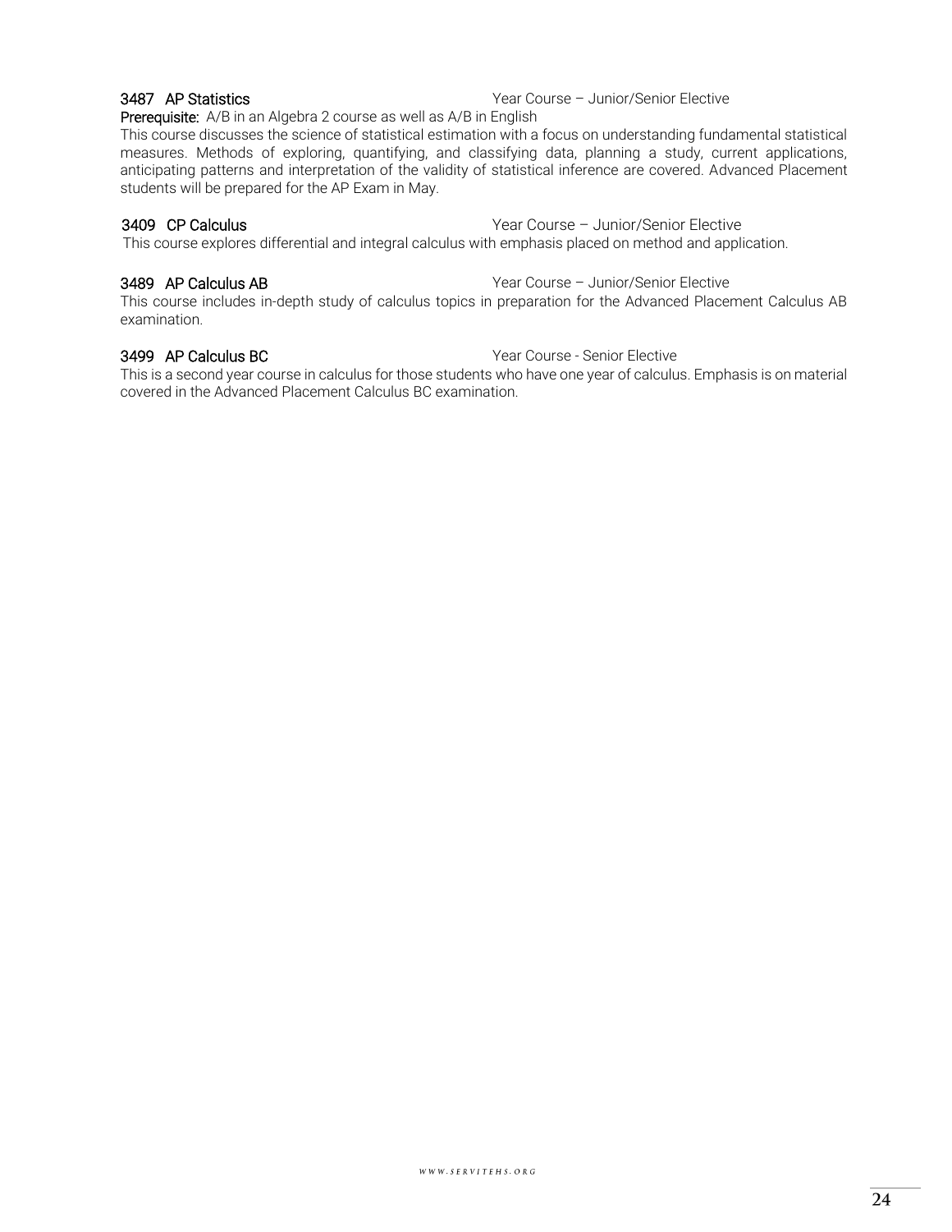**3487 AP Statistics** Year Course – Junior/Senior Elective

**Prerequisite:** A/B in an Algebra 2 course as well as A/B in English

This course discusses the science of statistical estimation with a focus on understanding fundamental statistical measures. Methods of exploring, quantifying, and classifying data, planning a study, current applications, anticipating patterns and interpretation of the validity of statistical inference are covered. Advanced Placement students will be prepared for the AP Exam in May.

**3409 CP Calculus** Year Course – Junior/Senior Elective

This course explores differential and integral calculus with emphasis placed on method and application.

**3489 AP Calculus AB** Year Course – Junior/Senior Elective

This course includes in-depth study of calculus topics in preparation for the Advanced Placement Calculus AB examination.

**3499 AP Calculus BC** Year Course - Senior Elective

This is a second year course in calculus for those students who have one year of calculus. Emphasis is on material covered in the Advanced Placement Calculus BC examination.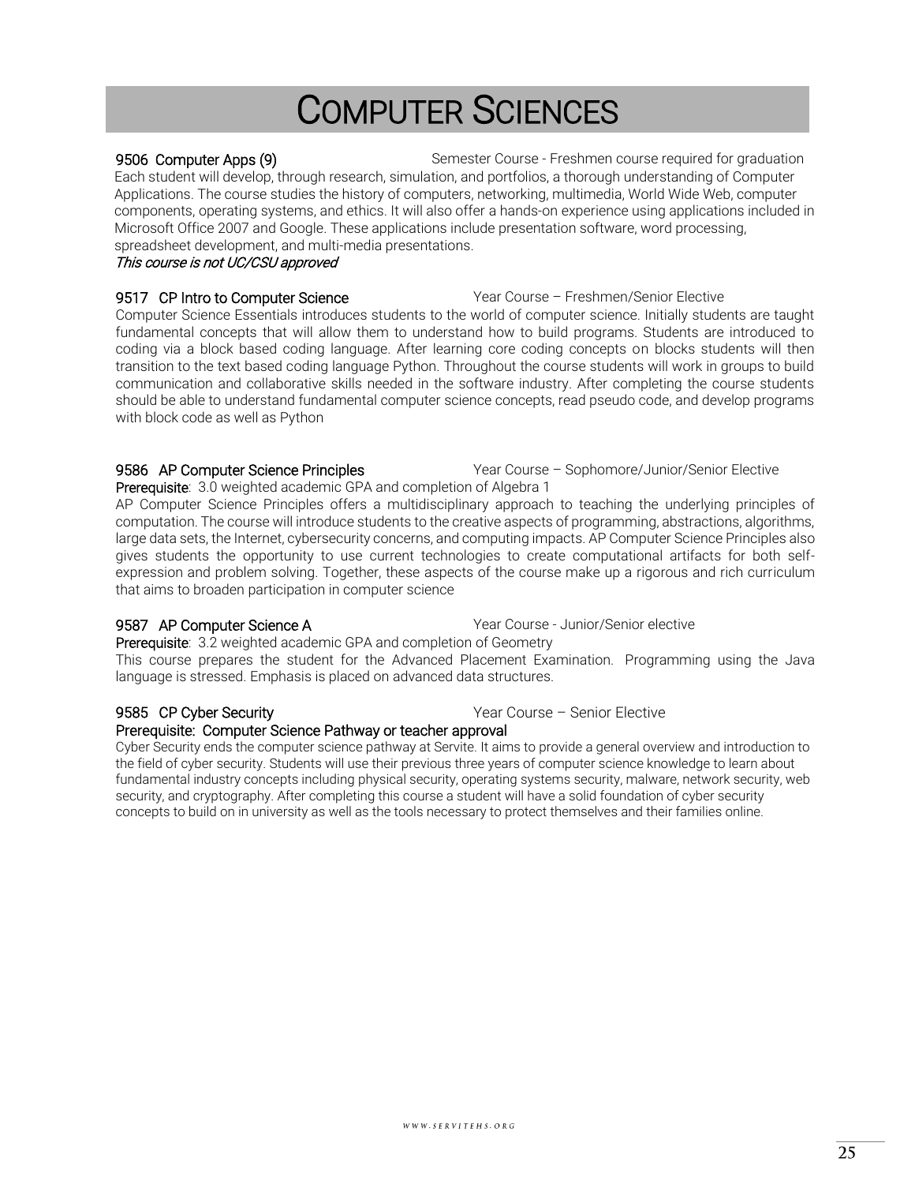# COMPUTER SCIENCES

**9506 Computer Apps (9)** Semester Course - Freshmen course required for graduation

Each student will develop, through research, simulation, and portfolios, a thorough understanding of Computer Applications. The course studies the history of computers, networking, multimedia, World Wide Web, computer components, operating systems, and ethics. It will also offer a hands-on experience using applications included in Microsoft Office 2007 and Google. These applications include presentation software, word processing, spreadsheet development, and multi-media presentations.

*This course is not UC/CSU approved*

**9517 CP Intro to Computer Science** Year Course – Freshmen/Senior Elective

Computer Science Essentials introduces students to the world of computer science. Initially students are taught fundamental concepts that will allow them to understand how to build programs. Students are introduced to coding via a block based coding language. After learning core coding concepts on blocks students will then transition to the text based coding language Python. Throughout the course students will work in groups to build communication and collaborative skills needed in the software industry. After completing the course students should be able to understand fundamental computer science concepts, read pseudo code, and develop programs with block code as well as Python

**9586 AP Computer Science Principles** Year Course – Sophomore/Junior/Senior Elective

**Prerequisite**: 3.0 weighted academic GPA and completion of Algebra 1

AP Computer Science Principles offers a multidisciplinary approach to teaching the underlying principles of computation. The course will introduce students to the creative aspects of programming, abstractions, algorithms, large data sets, the Internet, cybersecurity concerns, and computing impacts. AP Computer Science Principles also gives students the opportunity to use current technologies to create computational artifacts for both self-expression and problem solving. Together, these aspects of the course make up a rigorous and rich curriculum that aims to broaden participation in computer science

**9587 AP Computer Science A** Year Course - Junior/Senior elective

**Prerequisite**: 3.2 weighted academic GPA and completion of Geometry

This course prepares the student for the Advanced Placement Examination. Programming using the Java language is stressed. Emphasis is placed on advanced data structures.

**9585 CP Cyber Security** Year Course – Senior Elective

**Prerequisite: Computer Science Pathway or teacher approval**

Cyber Security ends the computer science pathway at Servite. It aims to provide a general overview and introduction to the field of cyber security. Students will use their previous three years of computer science knowledge to learn about fundamental industry concepts including physical security, operating systems security, malware, network security, web security, and cryptography. After completing this course a student will have a solid foundation of cyber security concepts to build on in university as well as the tools necessary to protect themselves and their families online.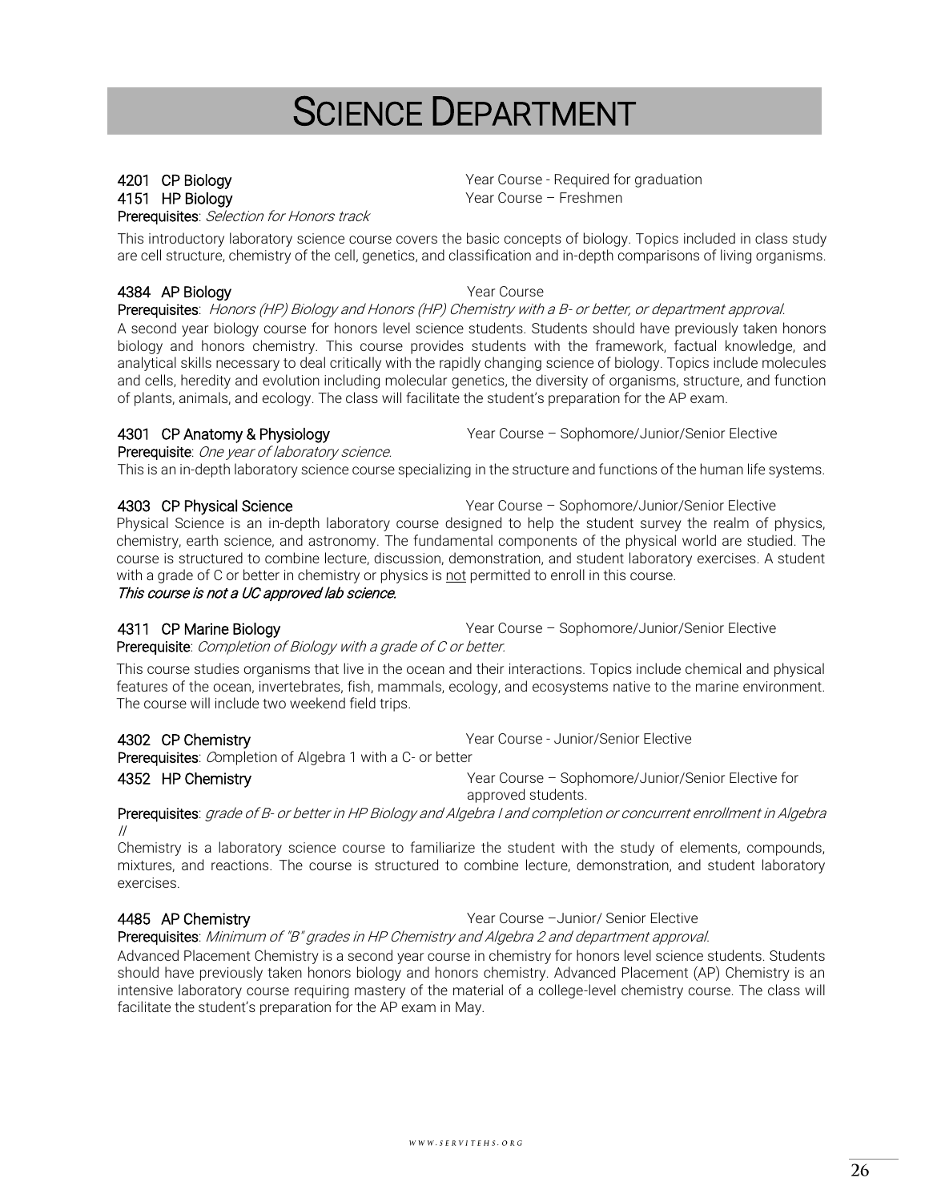# SCIENCE DEPARTMENT

**4201 CP Biology** — Year Course - Required for graduation

**4151 HP Biology** — Year Course – Freshmen

**Prerequisites**: *Selection for Honors track*

This introductory laboratory science course covers the basic concepts of biology. Topics included in class study are cell structure, chemistry of the cell, genetics, and classification and in-depth comparisons of living organisms.

**4384 AP Biology** — Year Course

**Prerequisites**: *Honors (HP) Biology and Honors (HP) Chemistry with a B- or better, or department approval.*

A second year biology course for honors level science students. Students should have previously taken honors biology and honors chemistry. This course provides students with the framework, factual knowledge, and analytical skills necessary to deal critically with the rapidly changing science of biology. Topics include molecules and cells, heredity and evolution including molecular genetics, the diversity of organisms, structure, and function of plants, animals, and ecology. The class will facilitate the student's preparation for the AP exam.

**4301 CP Anatomy & Physiology** — Year Course – Sophomore/Junior/Senior Elective

**Prerequisite**: *One year of laboratory science.*

This is an in-depth laboratory science course specializing in the structure and functions of the human life systems.

**4303 CP Physical Science** — Year Course – Sophomore/Junior/Senior Elective

Physical Science is an in-depth laboratory course designed to help the student survey the realm of physics, chemistry, earth science, and astronomy. The fundamental components of the physical world are studied. The course is structured to combine lecture, discussion, demonstration, and student laboratory exercises. A student with a grade of C or better in chemistry or physics is <u>not</u> permitted to enroll in this course.

***This course is not a UC approved lab science.***

**4311 CP Marine Biology** — Year Course – Sophomore/Junior/Senior Elective

**Prerequisite**: *Completion of Biology with a grade of C or better.*

This course studies organisms that live in the ocean and their interactions. Topics include chemical and physical features of the ocean, invertebrates, fish, mammals, ecology, and ecosystems native to the marine environment. The course will include two weekend field trips.

**4302 CP Chemistry** — Year Course - Junior/Senior Elective

**Prerequisites**: *C*ompletion of Algebra 1 with a C- or better

**4352 HP Chemistry** — Year Course – Sophomore/Junior/Senior Elective for approved students.

**Prerequisites**: *grade of B- or better in HP Biology and Algebra I and completion or concurrent enrollment in Algebra II*

Chemistry is a laboratory science course to familiarize the student with the study of elements, compounds, mixtures, and reactions. The course is structured to combine lecture, demonstration, and student laboratory exercises.

**4485 AP Chemistry** — Year Course –Junior/ Senior Elective

**Prerequisites**: *Minimum of "B" grades in HP Chemistry and Algebra 2 and department approval.*

Advanced Placement Chemistry is a second year course in chemistry for honors level science students. Students should have previously taken honors biology and honors chemistry. Advanced Placement (AP) Chemistry is an intensive laboratory course requiring mastery of the material of a college-level chemistry course. The class will facilitate the student's preparation for the AP exam in May.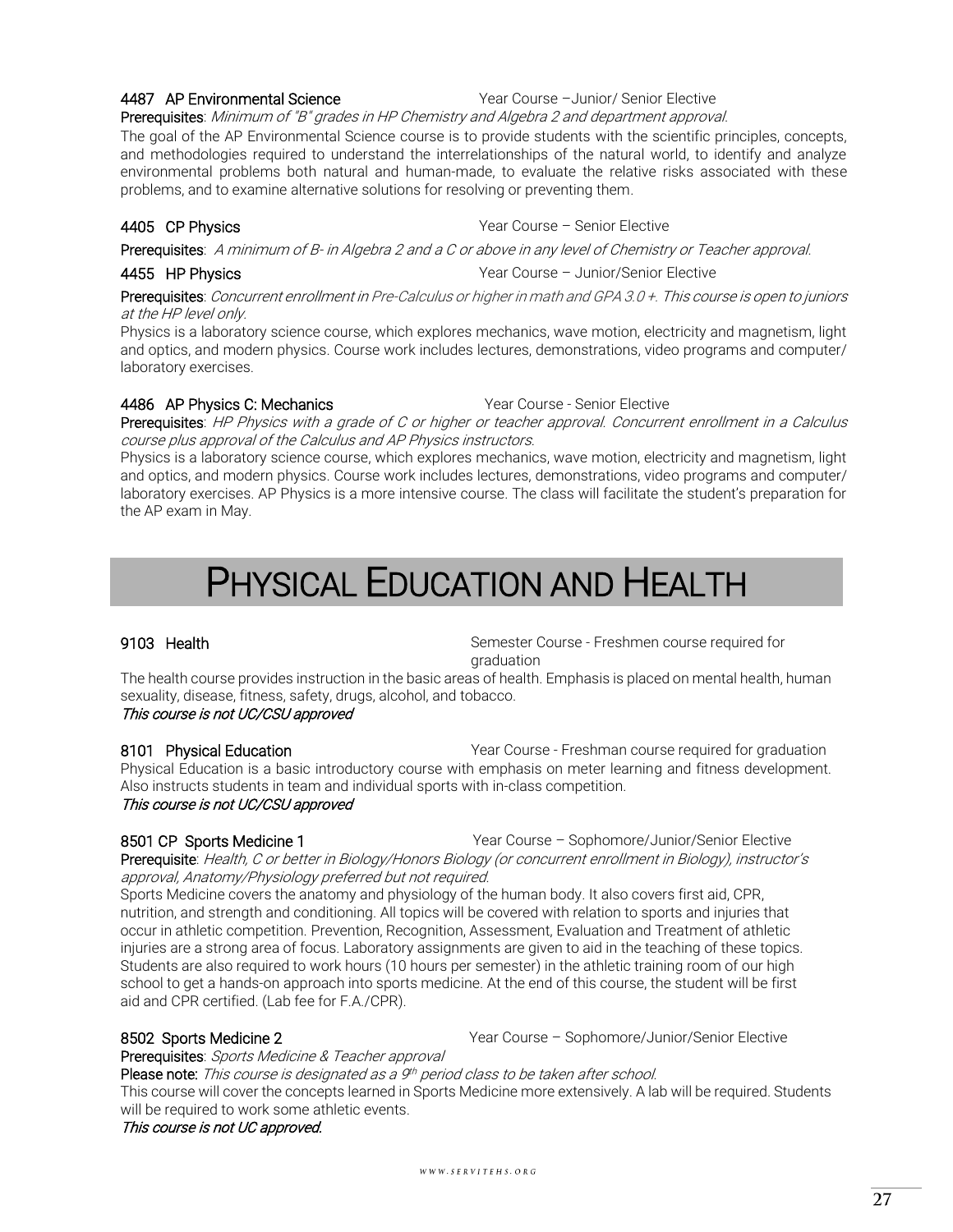**4487 AP Environmental Science** Year Course –Junior/ Senior Elective

**Prerequisites**: *Minimum of "B" grades in HP Chemistry and Algebra 2 and department approval.*

The goal of the AP Environmental Science course is to provide students with the scientific principles, concepts, and methodologies required to understand the interrelationships of the natural world, to identify and analyze environmental problems both natural and human-made, to evaluate the relative risks associated with these problems, and to examine alternative solutions for resolving or preventing them.

**4405 CP Physics** Year Course – Senior Elective

**Prerequisites**: *A minimum of B- in Algebra 2 and a C or above in any level of Chemistry or Teacher approval.*

**4455 HP Physics** Year Course – Junior/Senior Elective

**Prerequisites**: *Concurrent enrollment in Pre-Calculus or higher in math and GPA 3.0 +. This course is open to juniors at the HP level only.*

Physics is a laboratory science course, which explores mechanics, wave motion, electricity and magnetism, light and optics, and modern physics. Course work includes lectures, demonstrations, video programs and computer/ laboratory exercises.

**4486 AP Physics C: Mechanics** Year Course - Senior Elective

**Prerequisites**: *HP Physics with a grade of C or higher or teacher approval. Concurrent enrollment in a Calculus course plus approval of the Calculus and AP Physics instructors.*

Physics is a laboratory science course, which explores mechanics, wave motion, electricity and magnetism, light and optics, and modern physics. Course work includes lectures, demonstrations, video programs and computer/ laboratory exercises. AP Physics is a more intensive course. The class will facilitate the student's preparation for the AP exam in May.

# PHYSICAL EDUCATION AND HEALTH

**9103 Health** Semester Course - Freshmen course required for graduation

The health course provides instruction in the basic areas of health. Emphasis is placed on mental health, human sexuality, disease, fitness, safety, drugs, alcohol, and tobacco.

*This course is not UC/CSU approved*

**8101 Physical Education** Year Course - Freshman course required for graduation

Physical Education is a basic introductory course with emphasis on meter learning and fitness development. Also instructs students in team and individual sports with in-class competition.

*This course is not UC/CSU approved*

**8501 CP Sports Medicine 1** Year Course – Sophomore/Junior/Senior Elective

**Prerequisite**: *Health, C or better in Biology/Honors Biology (or concurrent enrollment in Biology), instructor's approval, Anatomy/Physiology preferred but not required.*

Sports Medicine covers the anatomy and physiology of the human body. It also covers first aid, CPR, nutrition, and strength and conditioning. All topics will be covered with relation to sports and injuries that occur in athletic competition. Prevention, Recognition, Assessment, Evaluation and Treatment of athletic injuries are a strong area of focus. Laboratory assignments are given to aid in the teaching of these topics. Students are also required to work hours (10 hours per semester) in the athletic training room of our high school to get a hands-on approach into sports medicine. At the end of this course, the student will be first aid and CPR certified. (Lab fee for F.A./CPR).

**8502 Sports Medicine 2** Year Course – Sophomore/Junior/Senior Elective

**Prerequisites**: *Sports Medicine & Teacher approval*

**Please note:** *This course is designated as a 9th period class to be taken after school.*

This course will cover the concepts learned in Sports Medicine more extensively. A lab will be required. Students will be required to work some athletic events.

***This course is not UC approved.***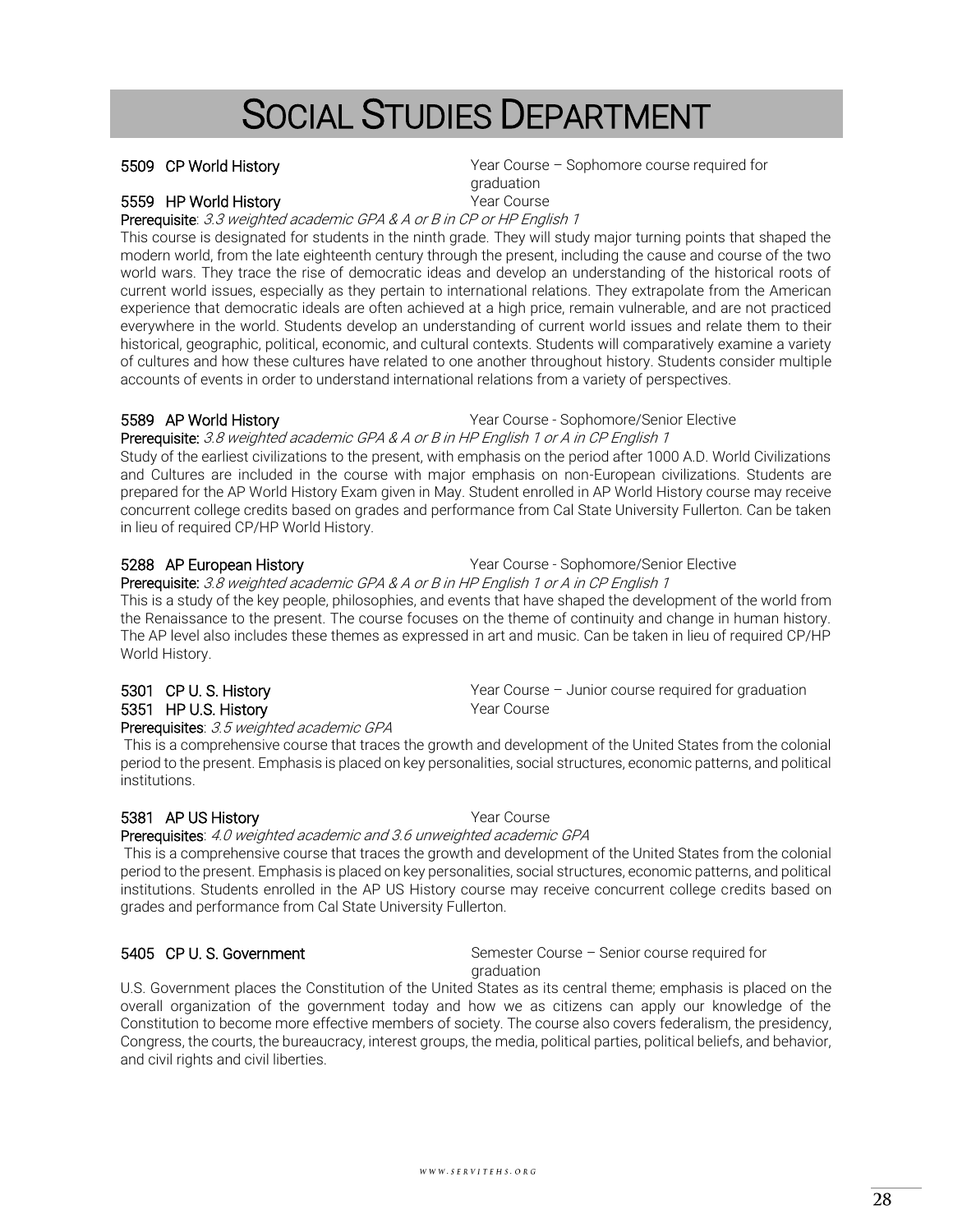# SOCIAL STUDIES DEPARTMENT

**5509 CP World History** — Year Course – Sophomore course required for graduation

**5559 HP World History** — Year Course

**Prerequisite**: *3.3 weighted academic GPA & A or B in CP or HP English 1*

This course is designated for students in the ninth grade. They will study major turning points that shaped the modern world, from the late eighteenth century through the present, including the cause and course of the two world wars. They trace the rise of democratic ideas and develop an understanding of the historical roots of current world issues, especially as they pertain to international relations. They extrapolate from the American experience that democratic ideals are often achieved at a high price, remain vulnerable, and are not practiced everywhere in the world. Students develop an understanding of current world issues and relate them to their historical, geographic, political, economic, and cultural contexts. Students will comparatively examine a variety of cultures and how these cultures have related to one another throughout history. Students consider multiple accounts of events in order to understand international relations from a variety of perspectives.

**5589 AP World History** — Year Course - Sophomore/Senior Elective

**Prerequisite:** *3.8 weighted academic GPA & A or B in HP English 1 or A in CP English 1*

Study of the earliest civilizations to the present, with emphasis on the period after 1000 A.D. World Civilizations and Cultures are included in the course with major emphasis on non-European civilizations. Students are prepared for the AP World History Exam given in May. Student enrolled in AP World History course may receive concurrent college credits based on grades and performance from Cal State University Fullerton. Can be taken in lieu of required CP/HP World History.

**5288 AP European History** — Year Course - Sophomore/Senior Elective

**Prerequisite:** *3.8 weighted academic GPA & A or B in HP English 1 or A in CP English 1*

This is a study of the key people, philosophies, and events that have shaped the development of the world from the Renaissance to the present. The course focuses on the theme of continuity and change in human history. The AP level also includes these themes as expressed in art and music. Can be taken in lieu of required CP/HP World History.

**5301 CP U. S. History** — Year Course – Junior course required for graduation

**5351 HP U.S. History** — Year Course

**Prerequisites**: *3.5 weighted academic GPA*

This is a comprehensive course that traces the growth and development of the United States from the colonial period to the present. Emphasis is placed on key personalities, social structures, economic patterns, and political institutions.

**5381 AP US History** — Year Course

**Prerequisites**: *4.0 weighted academic and 3.6 unweighted academic GPA*

This is a comprehensive course that traces the growth and development of the United States from the colonial period to the present. Emphasis is placed on key personalities, social structures, economic patterns, and political institutions. Students enrolled in the AP US History course may receive concurrent college credits based on grades and performance from Cal State University Fullerton.

**5405 CP U. S. Government** — Semester Course – Senior course required for graduation

U.S. Government places the Constitution of the United States as its central theme; emphasis is placed on the overall organization of the government today and how we as citizens can apply our knowledge of the Constitution to become more effective members of society. The course also covers federalism, the presidency, Congress, the courts, the bureaucracy, interest groups, the media, political parties, political beliefs, and behavior, and civil rights and civil liberties.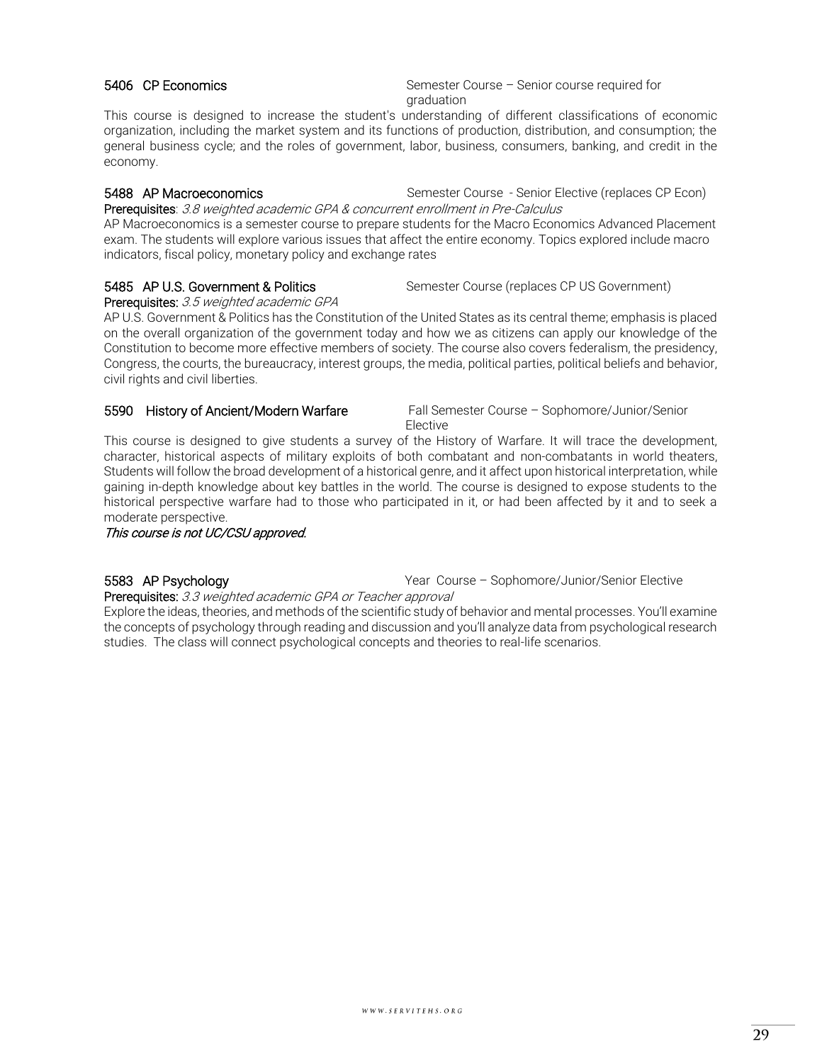**5406 CP Economics** Semester Course – Senior course required for graduation

This course is designed to increase the student's understanding of different classifications of economic organization, including the market system and its functions of production, distribution, and consumption; the general business cycle; and the roles of government, labor, business, consumers, banking, and credit in the economy.

**5488 AP Macroeconomics** Semester Course - Senior Elective (replaces CP Econ)

**Prerequisites**: *3.8 weighted academic GPA & concurrent enrollment in Pre-Calculus*

AP Macroeconomics is a semester course to prepare students for the Macro Economics Advanced Placement exam. The students will explore various issues that affect the entire economy. Topics explored include macro indicators, fiscal policy, monetary policy and exchange rates

**5485 AP U.S. Government & Politics** Semester Course (replaces CP US Government)

**Prerequisites:** *3.5 weighted academic GPA*

AP U.S. Government & Politics has the Constitution of the United States as its central theme; emphasis is placed on the overall organization of the government today and how we as citizens can apply our knowledge of the Constitution to become more effective members of society. The course also covers federalism, the presidency, Congress, the courts, the bureaucracy, interest groups, the media, political parties, political beliefs and behavior, civil rights and civil liberties.

**5590 History of Ancient/Modern Warfare** Fall Semester Course – Sophomore/Junior/Senior Elective

This course is designed to give students a survey of the History of Warfare. It will trace the development, character, historical aspects of military exploits of both combatant and non-combatants in world theaters, Students will follow the broad development of a historical genre, and it affect upon historical interpretation, while gaining in-depth knowledge about key battles in the world. The course is designed to expose students to the historical perspective warfare had to those who participated in it, or had been affected by it and to seek a moderate perspective.

*This course is not UC/CSU approved.*

**5583 AP Psychology** Year Course – Sophomore/Junior/Senior Elective

**Prerequisites:** *3.3 weighted academic GPA or Teacher approval*

Explore the ideas, theories, and methods of the scientific study of behavior and mental processes. You'll examine the concepts of psychology through reading and discussion and you'll analyze data from psychological research studies. The class will connect psychological concepts and theories to real-life scenarios.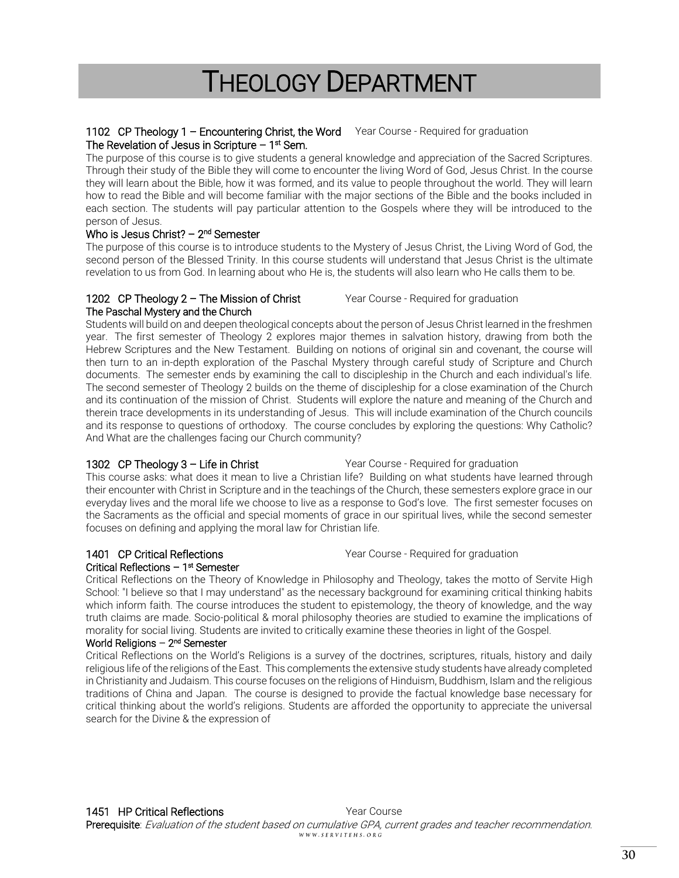# THEOLOGY DEPARTMENT

**1102 CP Theology 1 – Encountering Christ, the Word** Year Course - Required for graduation

**The Revelation of Jesus in Scripture – 1st Sem.**

The purpose of this course is to give students a general knowledge and appreciation of the Sacred Scriptures. Through their study of the Bible they will come to encounter the living Word of God, Jesus Christ. In the course they will learn about the Bible, how it was formed, and its value to people throughout the world. They will learn how to read the Bible and will become familiar with the major sections of the Bible and the books included in each section. The students will pay particular attention to the Gospels where they will be introduced to the person of Jesus.

**Who is Jesus Christ? – 2nd Semester**

The purpose of this course is to introduce students to the Mystery of Jesus Christ, the Living Word of God, the second person of the Blessed Trinity. In this course students will understand that Jesus Christ is the ultimate revelation to us from God. In learning about who He is, the students will also learn who He calls them to be.

**1202 CP Theology 2 – The Mission of Christ** Year Course - Required for graduation

**The Paschal Mystery and the Church**

Students will build on and deepen theological concepts about the person of Jesus Christ learned in the freshmen year. The first semester of Theology 2 explores major themes in salvation history, drawing from both the Hebrew Scriptures and the New Testament. Building on notions of original sin and covenant, the course will then turn to an in-depth exploration of the Paschal Mystery through careful study of Scripture and Church documents. The semester ends by examining the call to discipleship in the Church and each individual's life. The second semester of Theology 2 builds on the theme of discipleship for a close examination of the Church and its continuation of the mission of Christ. Students will explore the nature and meaning of the Church and therein trace developments in its understanding of Jesus. This will include examination of the Church councils and its response to questions of orthodoxy. The course concludes by exploring the questions: Why Catholic? And What are the challenges facing our Church community?

**1302 CP Theology 3 – Life in Christ** Year Course - Required for graduation

This course asks: what does it mean to live a Christian life? Building on what students have learned through their encounter with Christ in Scripture and in the teachings of the Church, these semesters explore grace in our everyday lives and the moral life we choose to live as a response to God's love. The first semester focuses on the Sacraments as the official and special moments of grace in our spiritual lives, while the second semester focuses on defining and applying the moral law for Christian life.

**1401 CP Critical Reflections** Year Course - Required for graduation

**Critical Reflections – 1st Semester**

Critical Reflections on the Theory of Knowledge in Philosophy and Theology, takes the motto of Servite High School: "I believe so that I may understand" as the necessary background for examining critical thinking habits which inform faith. The course introduces the student to epistemology, the theory of knowledge, and the way truth claims are made. Socio-political & moral philosophy theories are studied to examine the implications of morality for social living. Students are invited to critically examine these theories in light of the Gospel.

**World Religions – 2nd Semester**

Critical Reflections on the World's Religions is a survey of the doctrines, scriptures, rituals, history and daily religious life of the religions of the East. This complements the extensive study students have already completed in Christianity and Judaism. This course focuses on the religions of Hinduism, Buddhism, Islam and the religious traditions of China and Japan. The course is designed to provide the factual knowledge base necessary for critical thinking about the world's religions. Students are afforded the opportunity to appreciate the universal search for the Divine & the expression of

**1451 HP Critical Reflections** Year Course

**Prerequisite**: *Evaluation of the student based on cumulative GPA, current grades and teacher recommendation.*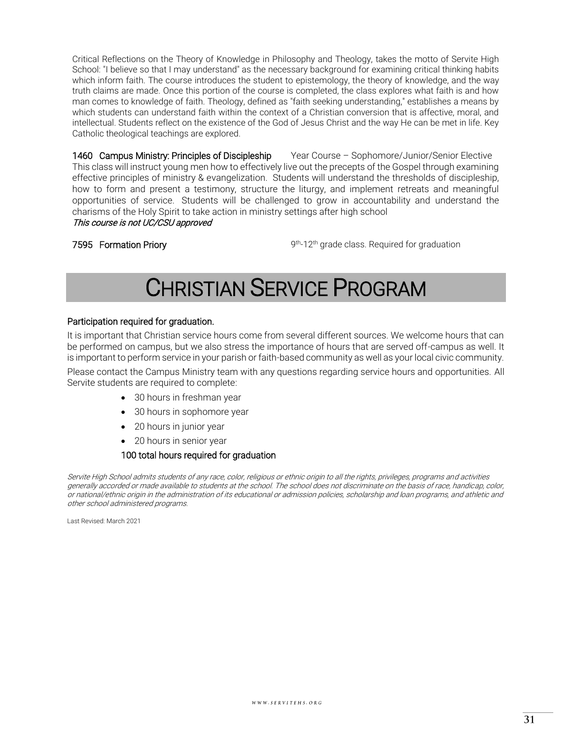Critical Reflections on the Theory of Knowledge in Philosophy and Theology, takes the motto of Servite High School: "I believe so that I may understand" as the necessary background for examining critical thinking habits which inform faith. The course introduces the student to epistemology, the theory of knowledge, and the way truth claims are made. Once this portion of the course is completed, the class explores what faith is and how man comes to knowledge of faith. Theology, defined as "faith seeking understanding," establishes a means by which students can understand faith within the context of a Christian conversion that is affective, moral, and intellectual. Students reflect on the existence of the God of Jesus Christ and the way He can be met in life. Key Catholic theological teachings are explored.

**1460 Campus Ministry: Principles of Discipleship** Year Course – Sophomore/Junior/Senior Elective
This class will instruct young men how to effectively live out the precepts of the Gospel through examining effective principles of ministry & evangelization. Students will understand the thresholds of discipleship, how to form and present a testimony, structure the liturgy, and implement retreats and meaningful opportunities of service. Students will be challenged to grow in accountability and understand the charisms of the Holy Spirit to take action in ministry settings after high school
*This course is not UC/CSU approved*

**7595 Formation Priory** 9th-12th grade class. Required for graduation

# CHRISTIAN SERVICE PROGRAM

**Participation required for graduation.**

It is important that Christian service hours come from several different sources. We welcome hours that can be performed on campus, but we also stress the importance of hours that are served off-campus as well. It is important to perform service in your parish or faith-based community as well as your local civic community.

Please contact the Campus Ministry team with any questions regarding service hours and opportunities. All Servite students are required to complete:

- 30 hours in freshman year
- 30 hours in sophomore year
- 20 hours in junior year
- 20 hours in senior year

**100 total hours required for graduation**

*Servite High School admits students of any race, color, religious or ethnic origin to all the rights, privileges, programs and activities generally accorded or made available to students at the school. The school does not discriminate on the basis of race, handicap, color, or national/ethnic origin in the administration of its educational or admission policies, scholarship and loan programs, and athletic and other school administered programs.*

Last Revised: March 2021